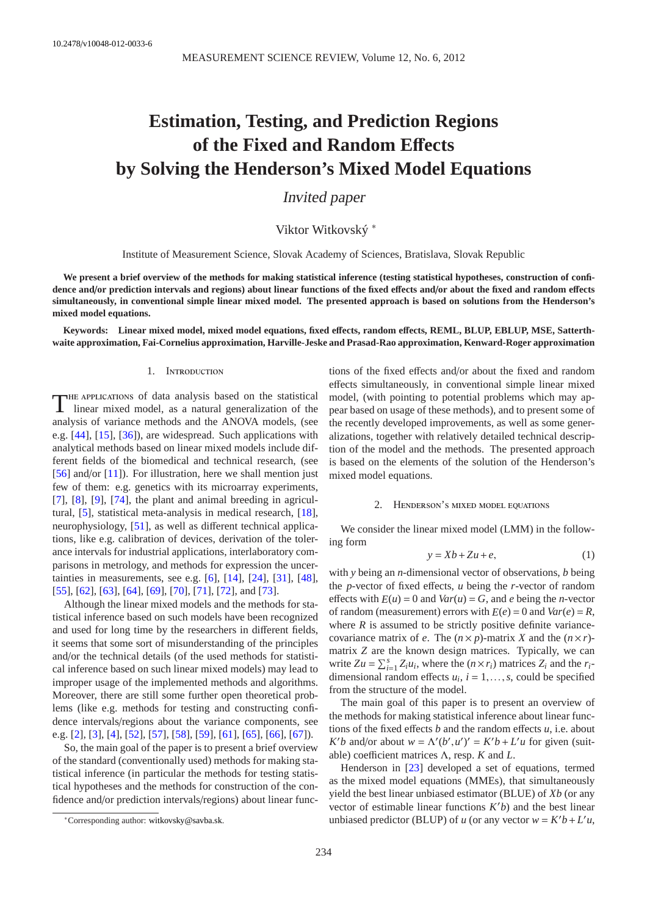10.2478/v10048-012-0033-6

# Estimation, Testing, and Prediction Regions of the Fixed and Random Effects by Solving the Henderson's Mixed Model Equations

*Invited paper*

Viktor Witkovský *

Institute of Measurement Science, Slovak Academy of Sciences, Bratislava, Slovak Republic

**We present a brief overview of the methods for making statistical inference (testing statistical hypotheses, construction of confidence and/or prediction intervals and regions) about linear functions of the fixed effects and/or about the fixed and random effects simultaneously, in conventional simple linear mixed model. The presented approach is based on solutions from the Henderson's mixed model equations.**

**Keywords: Linear mixed model, mixed model equations, fixed effects, random effects, REML, BLUP, EBLUP, MSE, Satterthwaite approximation, Fai-Cornelius approximation, Harville-Jeske and Prasad-Rao approximation, Kenward-Roger approximation**

## 1. Introduction

The applications of data analysis based on the statistical linear mixed model, as a natural generalization of the analysis of variance methods and the ANOVA models, (see e.g. [44], [15], [36]), are widespread. Such applications with analytical methods based on linear mixed models include different fields of the biomedical and technical research, (see [56] and/or [11]). For illustration, here we shall mention just few of them: e.g. genetics with its microarray experiments, [7], [8], [9], [74], the plant and animal breeding in agricultural, [5], statistical meta-analysis in medical research, [18], neurophysiology, [51], as well as different technical applications, like e.g. calibration of devices, derivation of the tolerance intervals for industrial applications, interlaboratory comparisons in metrology, and methods for expression the uncertainties in measurements, see e.g. [6], [14], [24], [31], [48], [55], [62], [63], [64], [69], [70], [71], [72], and [73].

Although the linear mixed models and the methods for statistical inference based on such models have been recognized and used for long time by the researchers in different fields, it seems that some sort of misunderstanding of the principles and/or the technical details (of the used methods for statistical inference based on such linear mixed models) may lead to improper usage of the implemented methods and algorithms. Moreover, there are still some further open theoretical problems (like e.g. methods for testing and constructing confidence intervals/regions about the variance components, see e.g. [2], [3], [4], [52], [57], [58], [59], [61], [65], [66], [67]).

So, the main goal of the paper is to present a brief overview of the standard (conventionally used) methods for making statistical inference (in particular the methods for testing statistical hypotheses and the methods for construction of the confidence and/or prediction intervals/regions) about linear functions of the fixed effects and/or about the fixed and random effects simultaneously, in conventional simple linear mixed model, (with pointing to potential problems which may appear based on usage of these methods), and to present some of the recently developed improvements, as well as some generalizations, together with relatively detailed technical description of the model and the methods. The presented approach is based on the elements of the solution of the Henderson's mixed model equations.

## 2. Henderson's mixed model equations

We consider the linear mixed model (LMM) in the following form

$$y = Xb + Zu + e, \tag{1}$$

with $y$ being an $n$-dimensional vector of observations, $b$ being the $p$-vector of fixed effects, $u$ being the $r$-vector of random effects with $E(u) = 0$ and $Var(u) = G$, and $e$ being the $n$-vector of random (measurement) errors with $E(e) = 0$ and $Var(e) = R$, where $R$ is assumed to be strictly positive definite variance-covariance matrix of $e$. The $(n \times p)$-matrix $X$ and the $(n \times r)$-matrix $Z$ are the known design matrices. Typically, we can write $Zu = \sum_{i=1}^{s} Z_i u_i$, where the $(n \times r_i)$ matrices $Z_i$ and the $r_i$-dimensional random effects $u_i$, $i = 1, \ldots, s$, could be specified from the structure of the model.

The main goal of this paper is to present an overview of the methods for making statistical inference about linear functions of the fixed effects $b$ and the random effects $u$, i.e. about $K'b$ and/or about $w = \Lambda'(b', u')' = K'b + L'u$ for given (suitable) coefficient matrices $\Lambda$, resp. $K$ and $L$.

Henderson in [23] developed a set of equations, termed as the mixed model equations (MMEs), that simultaneously yield the best linear unbiased estimator (BLUE) of $Xb$ (or any vector of estimable linear functions $K'b$) and the best linear unbiased predictor (BLUP) of $u$ (or any vector $w = K'b + L'u$,

*Corresponding author: witkovsky@savba.sk.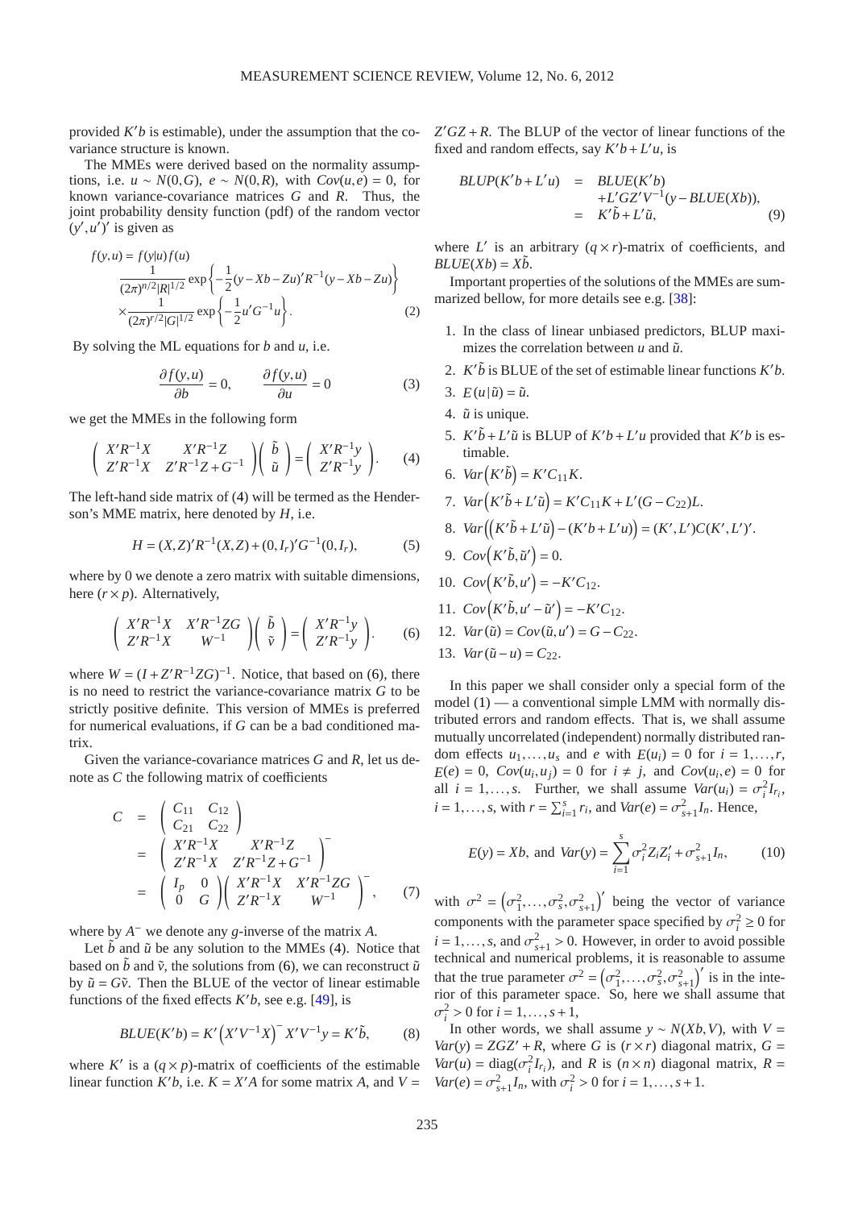provided $K'b$ is estimable), under the assumption that the covariance structure is known.

The MMEs were derived based on the normality assumptions, i.e. $u \sim N(0,G)$, $e \sim N(0,R)$, with $Cov(u,e) = 0$, for known variance-covariance matrices $G$ and $R$. Thus, the joint probability density function (pdf) of the random vector $(y',u')'$ is given as

$$
\begin{aligned}
f(y,u) &= f(y|u)f(u) \\
&\frac{1}{(2\pi)^{n/2}|R|^{1/2}}\exp\left\{-\frac{1}{2}(y-Xb-Zu)'R^{-1}(y-Xb-Zu)\right\} \\
&\times\frac{1}{(2\pi)^{r/2}|G|^{1/2}}\exp\left\{-\frac{1}{2}u'G^{-1}u\right\}. \qquad (2)
\end{aligned}
$$

By solving the ML equations for $b$ and $u$, i.e.

$$
\frac{\partial f(y,u)}{\partial b} = 0, \qquad \frac{\partial f(y,u)}{\partial u} = 0 \qquad (3)
$$

we get the MMEs in the following form

$$
\begin{pmatrix} X'R^{-1}X & X'R^{-1}Z \\ Z'R^{-1}X & Z'R^{-1}Z+G^{-1} \end{pmatrix}\begin{pmatrix} \tilde{b} \\ \tilde{u} \end{pmatrix} = \begin{pmatrix} X'R^{-1}y \\ Z'R^{-1}y \end{pmatrix}. \qquad (4)
$$

The left-hand side matrix of (4) will be termed as the Henderson's MME matrix, here denoted by $H$, i.e.

$$
H = (X,Z)'R^{-1}(X,Z) + (0,I_r)'G^{-1}(0,I_r), \qquad (5)
$$

where by 0 we denote a zero matrix with suitable dimensions, here $(r\times p)$. Alternatively,

$$
\begin{pmatrix} X'R^{-1}X & X'R^{-1}ZG \\ Z'R^{-1}X & W^{-1} \end{pmatrix}\begin{pmatrix} \tilde{b} \\ \tilde{v} \end{pmatrix} = \begin{pmatrix} X'R^{-1}y \\ Z'R^{-1}y \end{pmatrix}. \qquad (6)
$$

where $W = (I+Z'R^{-1}ZG)^{-1}$. Notice, that based on (6), there is no need to restrict the variance-covariance matrix $G$ to be strictly positive definite. This version of MMEs is preferred for numerical evaluations, if $G$ can be a bad conditioned matrix.

Given the variance-covariance matrices $G$ and $R$, let us denote as $C$ the following matrix of coefficients

$$
\begin{aligned}
C &= \begin{pmatrix} C_{11} & C_{12} \\ C_{21} & C_{22} \end{pmatrix} \\
&= \begin{pmatrix} X'R^{-1}X & X'R^{-1}Z \\ Z'R^{-1}X & Z'R^{-1}Z+G^{-1} \end{pmatrix}^{-} \\
&= \begin{pmatrix} I_p & 0 \\ 0 & G \end{pmatrix}\begin{pmatrix} X'R^{-1}X & X'R^{-1}ZG \\ Z'R^{-1}X & W^{-1} \end{pmatrix}^{-}, \qquad (7)
\end{aligned}
$$

where by $A^-$ we denote any $g$-inverse of the matrix $A$.

Let $\tilde{b}$ and $\tilde{u}$ be any solution to the MMEs (4). Notice that based on $\tilde{b}$ and $\tilde{v}$, the solutions from (6), we can reconstruct $\tilde{u}$ by $\tilde{u} = G\tilde{v}$. Then the BLUE of the vector of linear estimable functions of the fixed effects $K'b$, see e.g. [49], is

$$
BLUE(K'b) = K'\left(X'V^{-1}X\right)^{-}X'V^{-1}y = K'\tilde{b}, \qquad (8)
$$

where $K'$ is a $(q\times p)$-matrix of coefficients of the estimable linear function $K'b$, i.e. $K = X'A$ for some matrix $A$, and $V = Z'GZ + R$. The BLUP of the vector of linear functions of the fixed and random effects, say $K'b + L'u$, is

$$
\begin{aligned}
BLUP(K'b+L'u) &= BLUE(K'b) \\
&\quad +L'GZ'V^{-1}(y-BLUE(Xb)), \\
&= K'\tilde{b}+L'\tilde{u}, \qquad (9)
\end{aligned}
$$

where $L'$ is an arbitrary $(q\times r)$-matrix of coefficients, and $BLUE(Xb) = X\tilde{b}$.

Important properties of the solutions of the MMEs are summarized bellow, for more details see e.g. [38]:

1. In the class of linear unbiased predictors, BLUP maximizes the correlation between $u$ and $\tilde{u}$.
2. $K'\tilde{b}$ is BLUE of the set of estimable linear functions $K'b$.
3. $E(u|\tilde{u}) = \tilde{u}$.
4. $\tilde{u}$ is unique.
5. $K'\tilde{b}+L'\tilde{u}$ is BLUP of $K'b+L'u$ provided that $K'b$ is estimable.
6. $Var\left(K'\tilde{b}\right) = K'C_{11}K$.
7. $Var\left(K'\tilde{b}+L'\tilde{u}\right) = K'C_{11}K + L'(G-C_{22})L$.
8. $Var\left(\left(K'\tilde{b}+L'\tilde{u}\right)-(K'b+L'u)\right) = (K',L')C(K',L')'$.
9. $Cov\left(K'\tilde{b},\tilde{u}'\right) = 0$.
10. $Cov\left(K'\tilde{b},u'\right) = -K'C_{12}$.
11. $Cov\left(K'\tilde{b},u'-\tilde{u}'\right) = -K'C_{12}$.
12. $Var(\tilde{u}) = Cov(\tilde{u},u') = G - C_{22}$.
13. $Var(\tilde{u}-u) = C_{22}$.

In this paper we shall consider only a special form of the model (1) — a conventional simple LMM with normally distributed errors and random effects. That is, we shall assume mutually uncorrelated (independent) normally distributed random effects $u_1,\ldots,u_s$ and $e$ with $E(u_i) = 0$ for $i = 1,\ldots,r$, $E(e) = 0$, $Cov(u_i,u_j) = 0$ for $i \neq j$, and $Cov(u_i,e) = 0$ for all $i = 1,\ldots,s$. Further, we shall assume $Var(u_i) = \sigma_i^2 I_{r_i}$, $i = 1,\ldots,s$, with $r = \sum_{i=1}^{s} r_i$, and $Var(e) = \sigma_{s+1}^2 I_n$. Hence,

$$
E(y) = Xb, \text{ and } Var(y) = \sum_{i=1}^{s}\sigma_i^2 Z_i Z_i' + \sigma_{s+1}^2 I_n, \qquad (10)
$$

with $\sigma^2 = \left(\sigma_1^2,\ldots,\sigma_s^2,\sigma_{s+1}^2\right)'$ being the vector of variance components with the parameter space specified by $\sigma_i^2 \geq 0$ for $i = 1,\ldots,s$, and $\sigma_{s+1}^2 > 0$. However, in order to avoid possible technical and numerical problems, it is reasonable to assume that the true parameter $\sigma^2 = \left(\sigma_1^2,\ldots,\sigma_s^2,\sigma_{s+1}^2\right)'$ is in the interior of this parameter space. So, here we shall assume that $\sigma_i^2 > 0$ for $i = 1,\ldots,s+1$,

In other words, we shall assume $y \sim N(Xb,V)$, with $V = Var(y) = ZGZ' + R$, where $G$ is $(r\times r)$ diagonal matrix, $G = Var(u) = \text{diag}(\sigma_i^2 I_{r_i})$, and $R$ is $(n\times n)$ diagonal matrix, $R = Var(e) = \sigma_{s+1}^2 I_n$, with $\sigma_i^2 > 0$ for $i = 1,\ldots,s+1$.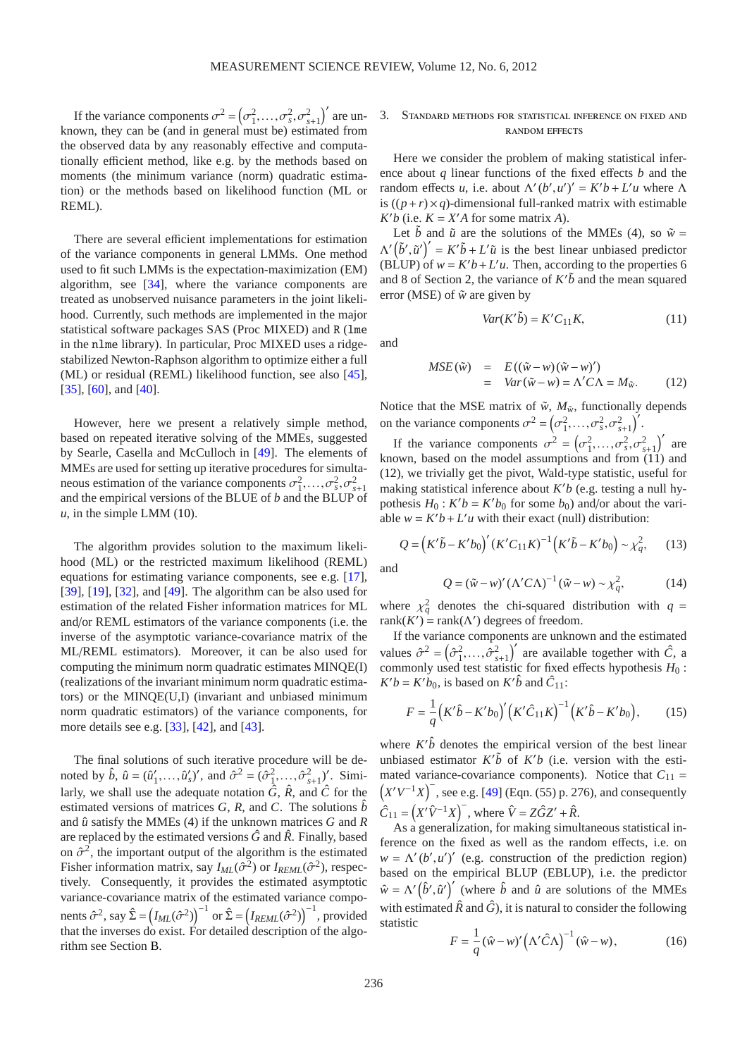If the variance components $\sigma^2 = \left(\sigma_1^2, \ldots, \sigma_s^2, \sigma_{s+1}^2\right)'$ are unknown, they can be (and in general must be) estimated from the observed data by any reasonably effective and computationally efficient method, like e.g. by the methods based on moments (the minimum variance (norm) quadratic estimation) or the methods based on likelihood function (ML or REML).

There are several efficient implementations for estimation of the variance components in general LMMs. One method used to fit such LMMs is the expectation-maximization (EM) algorithm, see [34], where the variance components are treated as unobserved nuisance parameters in the joint likelihood. Currently, such methods are implemented in the major statistical software packages SAS (Proc MIXED) and R (lme in the nlme library). In particular, Proc MIXED uses a ridge-stabilized Newton-Raphson algorithm to optimize either a full (ML) or residual (REML) likelihood function, see also [45], [35], [60], and [40].

However, here we present a relatively simple method, based on repeated iterative solving of the MMEs, suggested by Searle, Casella and McCulloch in [49]. The elements of MMEs are used for setting up iterative procedures for simultaneous estimation of the variance components $\sigma_1^2, \ldots, \sigma_s^2, \sigma_{s+1}^2$ and the empirical versions of the BLUE of $b$ and the BLUP of $u$, in the simple LMM (10).

The algorithm provides solution to the maximum likelihood (ML) or the restricted maximum likelihood (REML) equations for estimating variance components, see e.g. [17], [39], [19], [32], and [49]. The algorithm can be also used for estimation of the related Fisher information matrices for ML and/or REML estimators of the variance components (i.e. the inverse of the asymptotic variance-covariance matrix of the ML/REML estimators). Moreover, it can be also used for computing the minimum norm quadratic estimates MINQE(I) (realizations of the invariant minimum norm quadratic estimators) or the MINQE(U,I) (invariant and unbiased minimum norm quadratic estimators) of the variance components, for more details see e.g. [33], [42], and [43].

The final solutions of such iterative procedure will be denoted by $\hat{b}$, $\hat{u} = (\hat{u}_1', \ldots, \hat{u}_s')'$, and $\hat{\sigma}^2 = (\hat{\sigma}_1^2, \ldots, \hat{\sigma}_{s+1}^2)'$. Similarly, we shall use the adequate notation $\hat{G}$, $\hat{R}$, and $\hat{C}$ for the estimated versions of matrices $G$, $R$, and $C$. The solutions $\hat{b}$ and $\hat{u}$ satisfy the MMEs (4) if the unknown matrices $G$ and $R$ are replaced by the estimated versions $\hat{G}$ and $\hat{R}$. Finally, based on $\hat{\sigma}^2$, the important output of the algorithm is the estimated Fisher information matrix, say $I_{ML}(\hat{\sigma}^2)$ or $I_{REML}(\hat{\sigma}^2)$, respectively. Consequently, it provides the estimated asymptotic variance-covariance matrix of the estimated variance components $\hat{\sigma}^2$, say $\hat{\Sigma} = \left(I_{ML}(\hat{\sigma}^2)\right)^{-1}$ or $\hat{\Sigma} = \left(I_{REML}(\hat{\sigma}^2)\right)^{-1}$, provided that the inverses do exist. For detailed description of the algorithm see Section B.

## 3. Standard methods for statistical inference on fixed and random effects

Here we consider the problem of making statistical inference about $q$ linear functions of the fixed effects $b$ and the random effects $u$, i.e. about $\Lambda'(b', u')' = K'b + L'u$ where $\Lambda$ is $((p+r) \times q)$-dimensional full-ranked matrix with estimable $K'b$ (i.e. $K = X'A$ for some matrix $A$).

Let $\tilde{b}$ and $\tilde{u}$ are the solutions of the MMEs (4), so $\tilde{w} = \Lambda'\left(\tilde{b}', \tilde{u}'\right)' = K'\tilde{b} + L'\tilde{u}$ is the best linear unbiased predictor (BLUP) of $w = K'b + L'u$. Then, according to the properties 6 and 8 of Section 2, the variance of $K'\tilde{b}$ and the mean squared error (MSE) of $\tilde{w}$ are given by

$$Var(K'\tilde{b}) = K'C_{11}K, \tag{11}$$

and

$$\begin{aligned} MSE(\tilde{w}) &= E((\tilde{w} - w)(\tilde{w} - w)') \\ &= Var(\tilde{w} - w) = \Lambda'C\Lambda = M_{\tilde{w}}. \end{aligned} \tag{12}$$

Notice that the MSE matrix of $\tilde{w}$, $M_{\tilde{w}}$, functionally depends on the variance components $\sigma^2 = \left(\sigma_1^2, \ldots, \sigma_s^2, \sigma_{s+1}^2\right)'$.

If the variance components $\sigma^2 = \left(\sigma_1^2, \ldots, \sigma_s^2, \sigma_{s+1}^2\right)'$ are known, based on the model assumptions and from (11) and (12), we trivially get the pivot, Wald-type statistic, useful for making statistical inference about $K'b$ (e.g. testing a null hypothesis $H_0: K'b = K'b_0$ for some $b_0$) and/or about the variable $w = K'b + L'u$ with their exact (null) distribution:

$$Q = \left(K'\tilde{b} - K'b_0\right)' (K'C_{11}K)^{-1} \left(K'\tilde{b} - K'b_0\right) \sim \chi_q^2, \tag{13}$$

and

$$Q = (\tilde{w} - w)' (\Lambda'C\Lambda)^{-1} (\tilde{w} - w) \sim \chi_q^2, \tag{14}$$

where $\chi_q^2$ denotes the chi-squared distribution with $q = \mathrm{rank}(K') = \mathrm{rank}(\Lambda')$ degrees of freedom.

If the variance components are unknown and the estimated values $\hat{\sigma}^2 = \left(\hat{\sigma}_1^2, \ldots, \hat{\sigma}_{s+1}^2\right)'$ are available together with $\hat{C}$, a commonly used test statistic for fixed effects hypothesis $H_0: K'b = K'b_0$, is based on $K'\hat{b}$ and $\hat{C}_{11}$:

$$F = \frac{1}{q}\left(K'\hat{b} - K'b_0\right)' \left(K'\hat{C}_{11}K\right)^{-1} \left(K'\hat{b} - K'b_0\right), \tag{15}$$

where $K'\hat{b}$ denotes the empirical version of the best linear unbiased estimator $K'\tilde{b}$ of $K'b$ (i.e. version with the estimated variance-covariance components). Notice that $C_{11} = \left(X'V^{-1}X\right)^{-}$, see e.g. [49] (Eqn. (55) p. 276), and consequently $\hat{C}_{11} = \left(X'\hat{V}^{-1}X\right)^{-}$, where $\hat{V} = Z\hat{G}Z' + \hat{R}$.

As a generalization, for making simultaneous statistical inference on the fixed as well as the random effects, i.e. on $w = \Lambda'(b', u')'$ (e.g. construction of the prediction region) based on the empirical BLUP (EBLUP), i.e. the predictor $\hat{w} = \Lambda'\left(\hat{b}', \hat{u}'\right)'$ (where $\hat{b}$ and $\hat{u}$ are solutions of the MMEs with estimated $\hat{R}$ and $\hat{G}$), it is natural to consider the following statistic

$$F = \frac{1}{q}(\hat{w} - w)' \left(\Lambda'\hat{C}\Lambda\right)^{-1} (\hat{w} - w), \tag{16}$$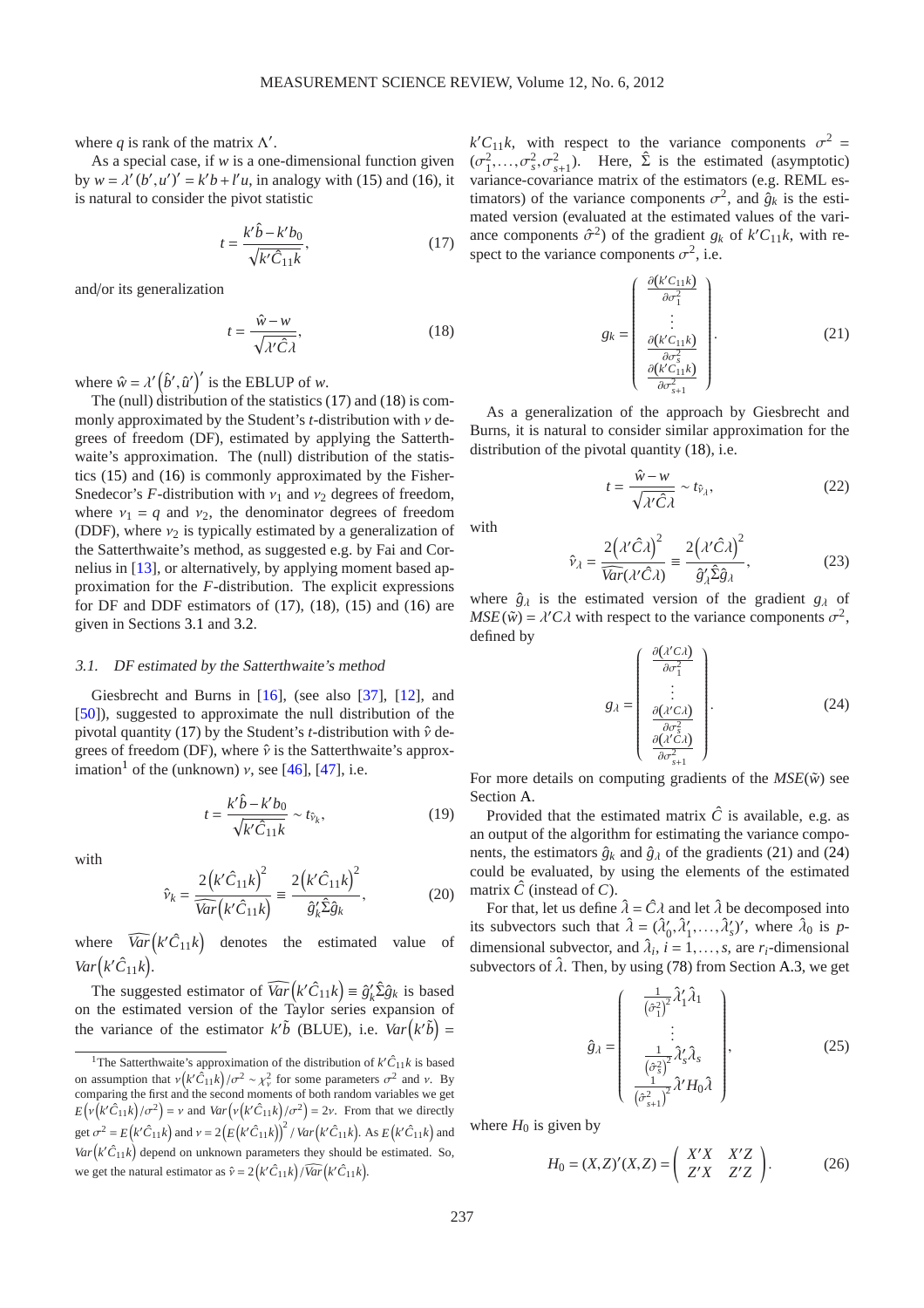where $q$ is rank of the matrix $\Lambda'$.

As a special case, if $w$ is a one-dimensional function given by $w = \lambda'(b', u')' = k'b + l'u$, in analogy with (15) and (16), it is natural to consider the pivot statistic

$$t = \frac{k'\hat{b} - k'b_0}{\sqrt{k'\hat{C}_{11}k}}, \tag{17}$$

and/or its generalization

$$t = \frac{\hat{w} - w}{\sqrt{\lambda'\hat{C}\lambda}}, \tag{18}$$

where $\hat{w} = \lambda'\left(\hat{b}', \hat{u}'\right)'$ is the EBLUP of $w$.

The (null) distribution of the statistics (17) and (18) is commonly approximated by the Student's $t$-distribution with $\nu$ degrees of freedom (DF), estimated by applying the Satterthwaite's approximation. The (null) distribution of the statistics (15) and (16) is commonly approximated by the Fisher-Snedecor's $F$-distribution with $\nu_1$ and $\nu_2$ degrees of freedom, where $\nu_1 = q$ and $\nu_2$, the denominator degrees of freedom (DDF), where $\nu_2$ is typically estimated by a generalization of the Satterthwaite's method, as suggested e.g. by Fai and Cornelius in [13], or alternatively, by applying moment based approximation for the $F$-distribution. The explicit expressions for DF and DDF estimators of (17), (18), (15) and (16) are given in Sections 3.1 and 3.2.

### 3.1. DF estimated by the Satterthwaite's method

Giesbrecht and Burns in [16], (see also [37], [12], and [50]), suggested to approximate the null distribution of the pivotal quantity (17) by the Student's $t$-distribution with $\hat{\nu}$ degrees of freedom (DF), where $\hat{\nu}$ is the Satterthwaite's approximation[1] of the (unknown) $\nu$, see [46], [47], i.e.

$$t = \frac{k'\hat{b} - k'b_0}{\sqrt{k'\hat{C}_{11}k}} \sim t_{\hat{\nu}_k}, \tag{19}$$

with

$$\hat{\nu}_k = \frac{2\left(k'\hat{C}_{11}k\right)^2}{\widehat{Var}\left(k'\hat{C}_{11}k\right)} \equiv \frac{2\left(k'\hat{C}_{11}k\right)^2}{\hat{g}_k'\hat{\Sigma}\hat{g}_k}, \tag{20}$$

where $\widehat{Var}\left(k'\hat{C}_{11}k\right)$ denotes the estimated value of $Var\left(k'\hat{C}_{11}k\right)$.

The suggested estimator of $\widehat{Var}\left(k'\hat{C}_{11}k\right) \equiv \hat{g}_k'\hat{\Sigma}\hat{g}_k$ is based on the estimated version of the Taylor series expansion of the variance of the estimator $k'\tilde{b}$ (BLUE), i.e. $Var\left(k'\tilde{b}\right) = k'C_{11}k$, with respect to the variance components $\sigma^2 = (\sigma_1^2, \ldots, \sigma_s^2, \sigma_{s+1}^2)$. Here, $\hat{\Sigma}$ is the estimated (asymptotic) variance-covariance matrix of the estimators (e.g. REML estimators) of the variance components $\sigma^2$, and $\hat{g}_k$ is the estimated version (evaluated at the estimated values of the variance components $\hat{\sigma}^2$) of the gradient $g_k$ of $k'C_{11}k$, with respect to the variance components $\sigma^2$, i.e.

$$g_k = \begin{pmatrix} \frac{\partial\left(k'C_{11}k\right)}{\partial\sigma_1^2} \\ \vdots \\ \frac{\partial\left(k'C_{11}k\right)}{\partial\sigma_s^2} \\ \frac{\partial\left(k'C_{11}k\right)}{\partial\sigma_{s+1}^2} \end{pmatrix}. \tag{21}$$

As a generalization of the approach by Giesbrecht and Burns, it is natural to consider similar approximation for the distribution of the pivotal quantity (18), i.e.

$$t = \frac{\hat{w} - w}{\sqrt{\lambda'\hat{C}\lambda}} \sim t_{\hat{\nu}_\lambda}, \tag{22}$$

with

$$\hat{\nu}_\lambda = \frac{2\left(\lambda'\hat{C}\lambda\right)^2}{\widehat{Var}(\lambda'\hat{C}\lambda)} \equiv \frac{2\left(\lambda'\hat{C}\lambda\right)^2}{\hat{g}_\lambda'\hat{\Sigma}\hat{g}_\lambda}, \tag{23}$$

where $\hat{g}_\lambda$ is the estimated version of the gradient $g_\lambda$ of $MSE(\tilde{w}) = \lambda'C\lambda$ with respect to the variance components $\sigma^2$, defined by

$$g_\lambda = \begin{pmatrix} \frac{\partial\left(\lambda'C\lambda\right)}{\partial\sigma_1^2} \\ \vdots \\ \frac{\partial\left(\lambda'C\lambda\right)}{\partial\sigma_s^2} \\ \frac{\partial\left(\lambda'C\lambda\right)}{\partial\sigma_{s+1}^2} \end{pmatrix}. \tag{24}$$

For more details on computing gradients of the $MSE(\tilde{w})$ see Section A.

Provided that the estimated matrix $\hat{C}$ is available, e.g. as an output of the algorithm for estimating the variance components, the estimators $\hat{g}_k$ and $\hat{g}_\lambda$ of the gradients (21) and (24) could be evaluated, by using the elements of the estimated matrix $\hat{C}$ (instead of $C$).

For that, let us define $\hat{\lambda} = \hat{C}\lambda$ and let $\hat{\lambda}$ be decomposed into its subvectors such that $\hat{\lambda} = (\hat{\lambda}_0', \hat{\lambda}_1', \ldots, \hat{\lambda}_s')'$, where $\hat{\lambda}_0$ is $p$-dimensional subvector, and $\hat{\lambda}_i$, $i = 1, \ldots, s$, are $r_i$-dimensional subvectors of $\hat{\lambda}$. Then, by using (78) from Section A.3, we get

$$\hat{g}_\lambda = \begin{pmatrix} \frac{1}{\left(\hat{\sigma}_1^2\right)^2}\hat{\lambda}_1'\hat{\lambda}_1 \\ \vdots \\ \frac{1}{\left(\hat{\sigma}_s^2\right)^2}\hat{\lambda}_s'\hat{\lambda}_s \\ \frac{1}{\left(\hat{\sigma}_{s+1}^2\right)^2}\hat{\lambda}'H_0\hat{\lambda} \end{pmatrix}, \tag{25}$$

where $H_0$ is given by

$$H_0 = (X, Z)'(X, Z) = \begin{pmatrix} X'X & X'Z \\ Z'X & Z'Z \end{pmatrix}. \tag{26}$$

---

[1] The Satterthwaite's approximation of the distribution of $k'\hat{C}_{11}k$ is based on assumption that $\nu\left(k'\hat{C}_{11}k\right)/\sigma^2 \sim \chi_\nu^2$ for some parameters $\sigma^2$ and $\nu$. By comparing the first and the second moments of both random variables we get $E\left(\nu\left(k'\hat{C}_{11}k\right)/\sigma^2\right) = \nu$ and $Var\left(\nu\left(k'\hat{C}_{11}k\right)/\sigma^2\right) = 2\nu$. From that we directly get $\sigma^2 = E\left(k'\hat{C}_{11}k\right)$ and $\nu = 2\left(E\left(k'\hat{C}_{11}k\right)\right)^2 / Var\left(k'\hat{C}_{11}k\right)$. As $E\left(k'\hat{C}_{11}k\right)$ and $Var\left(k'\hat{C}_{11}k\right)$ depend on unknown parameters they should be estimated. So, we get the natural estimator as $\hat{\nu} = 2\left(k'\hat{C}_{11}k\right)/\widehat{Var}\left(k'\hat{C}_{11}k\right)$.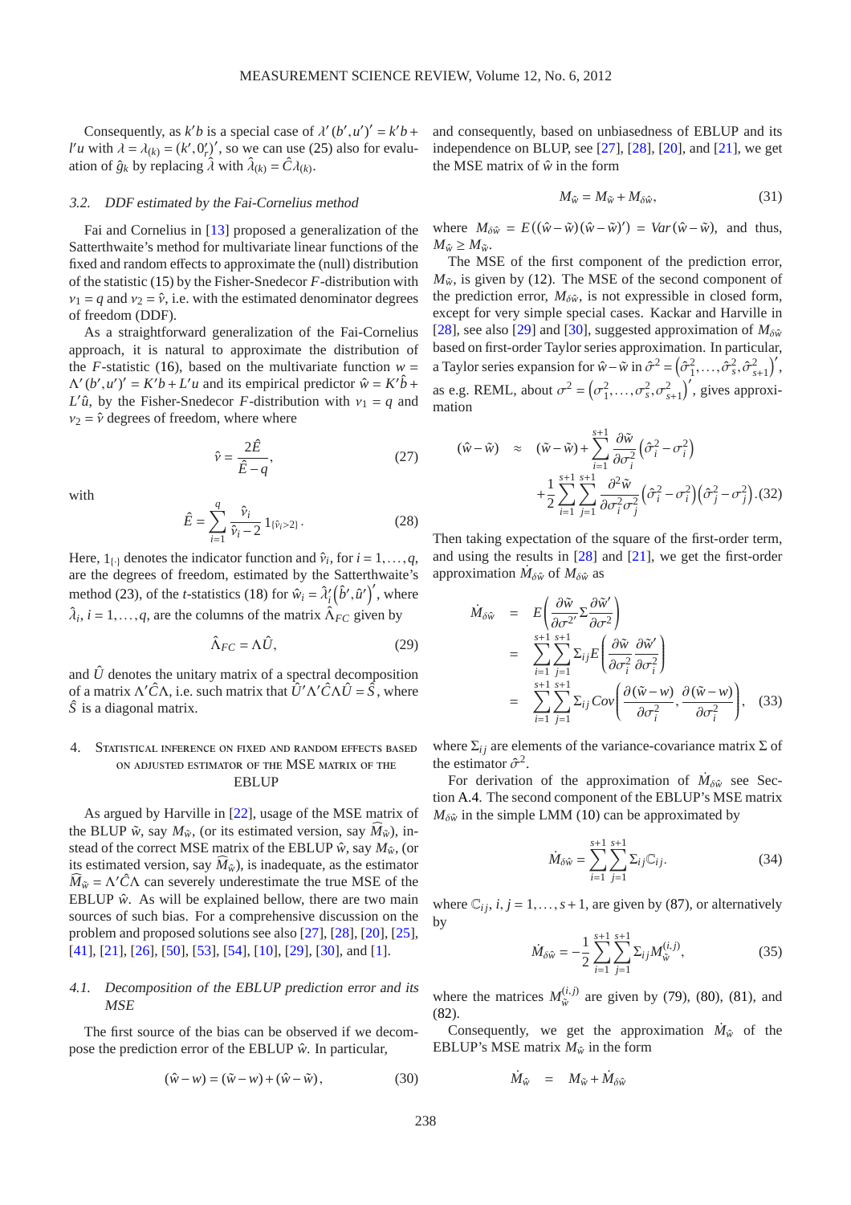Consequently, as $k'b$ is a special case of $\lambda'(b',u')' = k'b + l'u$ with $\lambda = \lambda_{(k)} = (k',0'_r)'$, so we can use (25) also for evaluation of $\hat{g}_k$ by replacing $\hat{\lambda}$ with $\hat{\lambda}_{(k)} = \hat{C}\lambda_{(k)}$.

### 3.2. DDF estimated by the Fai-Cornelius method

Fai and Cornelius in [13] proposed a generalization of the Satterthwaite's method for multivariate linear functions of the fixed and random effects to approximate the (null) distribution of the statistic (15) by the Fisher-Snedecor $F$-distribution with $\nu_1 = q$ and $\nu_2 = \hat{\nu}$, i.e. with the estimated denominator degrees of freedom (DDF).

As a straightforward generalization of the Fai-Cornelius approach, it is natural to approximate the distribution of the $F$-statistic (16), based on the multivariate function $w = \Lambda'(b',u')' = K'b + L'u$ and its empirical predictor $\hat{w} = K'\hat{b} + L'\hat{u}$, by the Fisher-Snedecor $F$-distribution with $\nu_1 = q$ and $\nu_2 = \hat{\nu}$ degrees of freedom, where where

$$\hat{\nu} = \frac{2\hat{E}}{\hat{E} - q}, \tag{27}$$

with

$$\hat{E} = \sum_{i=1}^{q} \frac{\hat{\nu}_i}{\hat{\nu}_i - 2} 1_{\{\hat{\nu}_i > 2\}}. \tag{28}$$

Here, $1_{\{\cdot\}}$ denotes the indicator function and $\hat{\nu}_i$, for $i = 1,\ldots,q$, are the degrees of freedom, estimated by the Satterthwaite's method (23), of the $t$-statistics (18) for $\hat{w}_i = \hat{\lambda}'_i\left(\hat{b}',\hat{u}'\right)'$, where $\hat{\lambda}_i$, $i = 1,\ldots,q$, are the columns of the matrix $\hat{\Lambda}_{FC}$ given by

$$\hat{\Lambda}_{FC} = \Lambda\hat{U}, \tag{29}$$

and $\hat{U}$ denotes the unitary matrix of a spectral decomposition of a matrix $\Lambda'\hat{C}\Lambda$, i.e. such matrix that $\hat{U}'\Lambda'\hat{C}\Lambda\hat{U} = \hat{S}$, where $\hat{S}$ is a diagonal matrix.

## 4. Statistical inference on fixed and random effects based on adjusted estimator of the MSE matrix of the EBLUP

As argued by Harville in [22], usage of the MSE matrix of the BLUP $\tilde{w}$, say $M_{\tilde{w}}$, (or its estimated version, say $\widehat{M}_{\tilde{w}}$), instead of the correct MSE matrix of the EBLUP $\hat{w}$, say $M_{\hat{w}}$, (or its estimated version, say $\widehat{M}_{\hat{w}}$), is inadequate, as the estimator $\widehat{M}_{\tilde{w}} = \Lambda'\hat{C}\Lambda$ can severely underestimate the true MSE of the EBLUP $\hat{w}$. As will be explained bellow, there are two main sources of such bias. For a comprehensive discussion on the problem and proposed solutions see also [27], [28], [20], [25], [41], [21], [26], [50], [53], [54], [10], [29], [30], and [1].

### 4.1. Decomposition of the EBLUP prediction error and its MSE

The first source of the bias can be observed if we decompose the prediction error of the EBLUP $\hat{w}$. In particular,

$$(\hat{w} - w) = (\tilde{w} - w) + (\hat{w} - \tilde{w}), \tag{30}$$

and consequently, based on unbiasedness of EBLUP and its independence on BLUP, see [27], [28], [20], and [21], we get the MSE matrix of $\hat{w}$ in the form

$$M_{\hat{w}} = M_{\tilde{w}} + M_{\delta\hat{w}}, \tag{31}$$

where $M_{\delta\hat{w}} = E((\hat{w} - \tilde{w})(\hat{w} - \tilde{w})') = Var(\hat{w} - \tilde{w})$, and thus, $M_{\hat{w}} \geq M_{\tilde{w}}$.

The MSE of the first component of the prediction error, $M_{\tilde{w}}$, is given by (12). The MSE of the second component of the prediction error, $M_{\delta\hat{w}}$, is not expressible in closed form, except for very simple special cases. Kackar and Harville in [28], see also [29] and [30], suggested approximation of $M_{\delta\hat{w}}$ based on first-order Taylor series approximation. In particular, a Taylor series expansion for $\hat{w} - \tilde{w}$ in $\hat{\sigma}^2 = \left(\hat{\sigma}^2_1,\ldots,\hat{\sigma}^2_s,\hat{\sigma}^2_{s+1}\right)'$, as e.g. REML, about $\sigma^2 = \left(\sigma^2_1,\ldots,\sigma^2_s,\sigma^2_{s+1}\right)'$, gives approximation

$$\begin{aligned}
(\hat{w} - \tilde{w}) \quad &\approx \quad (\tilde{w} - \tilde{w}) + \sum_{i=1}^{s+1} \frac{\partial\tilde{w}}{\partial\sigma^2_i}\left(\hat{\sigma}^2_i - \sigma^2_i\right) \\
&+ \frac{1}{2}\sum_{i=1}^{s+1}\sum_{j=1}^{s+1} \frac{\partial^2\tilde{w}}{\partial\sigma^2_i\sigma^2_j}\left(\hat{\sigma}^2_i - \sigma^2_i\right)\left(\hat{\sigma}^2_j - \sigma^2_j\right).
\end{aligned} \tag{32}$$

Then taking expectation of the square of the first-order term, and using the results in [28] and [21], we get the first-order approximation $\dot{M}_{\delta\hat{w}}$ of $M_{\delta\hat{w}}$ as

$$\begin{aligned}
\dot{M}_{\delta\hat{w}} &= E\left(\frac{\partial\tilde{w}}{\partial\sigma^{2'}}\Sigma\frac{\partial\tilde{w}'}{\partial\sigma^2}\right) \\
&= \sum_{i=1}^{s+1}\sum_{j=1}^{s+1}\Sigma_{ij}E\left(\frac{\partial\tilde{w}}{\partial\sigma^2_i}\frac{\partial\tilde{w}'}{\partial\sigma^2_i}\right) \\
&= \sum_{i=1}^{s+1}\sum_{j=1}^{s+1}\Sigma_{ij}\,Cov\left(\frac{\partial(\tilde{w} - w)}{\partial\sigma^2_i},\frac{\partial(\tilde{w} - w)}{\partial\sigma^2_i}\right),
\end{aligned} \tag{33}$$

where $\Sigma_{ij}$ are elements of the variance-covariance matrix $\Sigma$ of the estimator $\hat{\sigma}^2$.

For derivation of the approximation of $\dot{M}_{\delta\hat{w}}$ see Section A.4. The second component of the EBLUP's MSE matrix $M_{\delta\hat{w}}$ in the simple LMM (10) can be approximated by

$$\dot{M}_{\delta\hat{w}} = \sum_{i=1}^{s+1}\sum_{j=1}^{s+1}\Sigma_{ij}\mathbb{C}_{ij}. \tag{34}$$

where $\mathbb{C}_{ij}$, $i,j = 1,\ldots,s+1$, are given by (87), or alternatively by

$$\dot{M}_{\delta\hat{w}} = -\frac{1}{2}\sum_{i=1}^{s+1}\sum_{j=1}^{s+1}\Sigma_{ij}M^{(i,j)}_{\tilde{w}}, \tag{35}$$

where the matrices $M^{(i,j)}_{\tilde{w}}$ are given by (79), (80), (81), and (82).

Consequently, we get the approximation $\dot{M}_{\hat{w}}$ of the EBLUP's MSE matrix $M_{\hat{w}}$ in the form

$$\dot{M}_{\hat{w}} \quad = \quad M_{\tilde{w}} + \dot{M}_{\delta\hat{w}}$$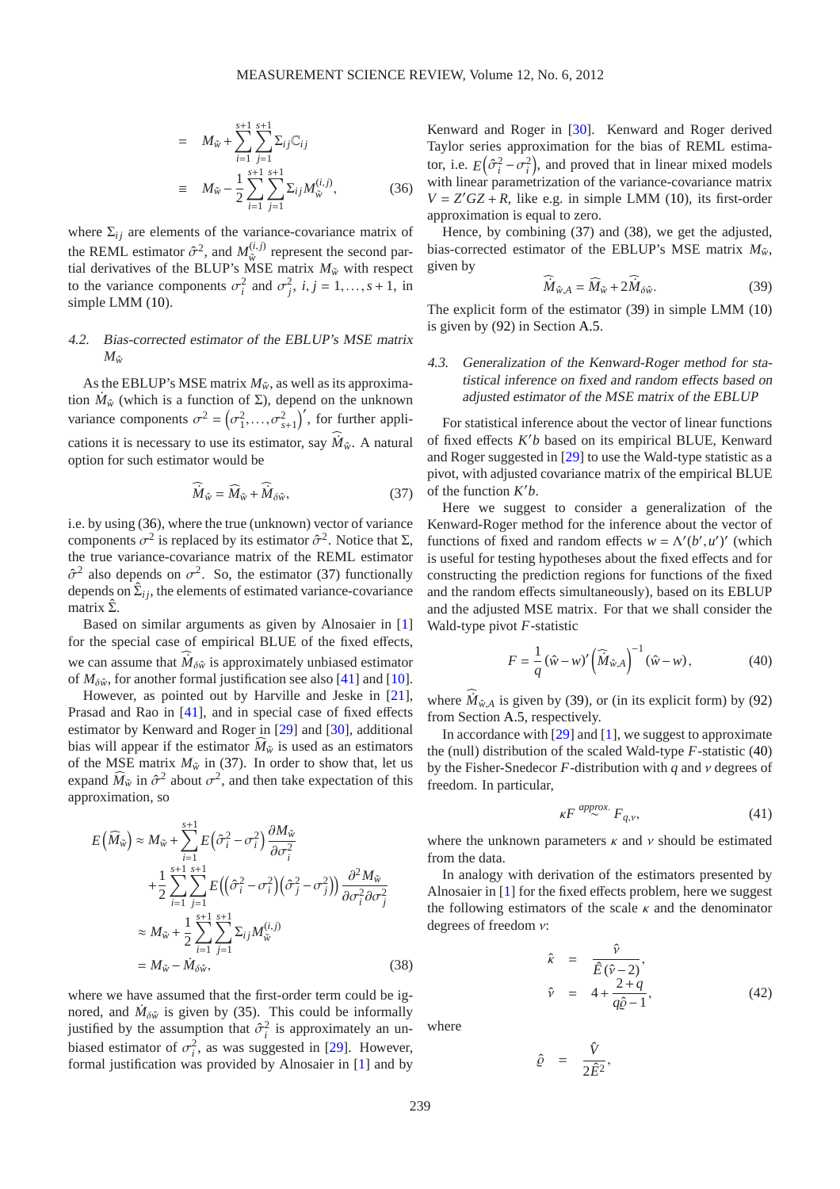$$
\begin{aligned}
&= M_{\hat{w}} + \sum_{i=1}^{s+1}\sum_{j=1}^{s+1} \Sigma_{ij}\mathbb{C}_{ij} \\
&\equiv M_{\hat{w}} - \frac{1}{2}\sum_{i=1}^{s+1}\sum_{j=1}^{s+1} \Sigma_{ij} M_{\hat{w}}^{(i,j)}, \qquad (36)
\end{aligned}
$$

where $\Sigma_{ij}$ are elements of the variance-covariance matrix of the REML estimator $\hat{\sigma}^2$, and $M_{\hat{w}}^{(i,j)}$ represent the second partial derivatives of the BLUP's MSE matrix $M_{\hat{w}}$ with respect to the variance components $\sigma_i^2$ and $\sigma_j^2$, $i, j = 1, \ldots, s+1$, in simple LMM (10).

### 4.2. Bias-corrected estimator of the EBLUP's MSE matrix $M_{\hat{w}}$

As the EBLUP's MSE matrix $M_{\tilde{w}}$, as well as its approximation $\dot{M}_{\tilde{w}}$ (which is a function of $\Sigma$), depend on the unknown variance components $\sigma^2 = \left(\sigma_1^2, \ldots, \sigma_{s+1}^2\right)'$, for further applications it is necessary to use its estimator, say $\widehat{\dot{M}}_{\tilde{w}}$. A natural option for such estimator would be

$$
\widehat{\dot{M}}_{\tilde{w}} = \widehat{M}_{\hat{w}} + \widehat{\dot{M}}_{\delta\hat{w}}, \qquad (37)
$$

i.e. by using (36), where the true (unknown) vector of variance components $\sigma^2$ is replaced by its estimator $\hat{\sigma}^2$. Notice that $\Sigma$, the true variance-covariance matrix of the REML estimator $\hat{\sigma}^2$ also depends on $\sigma^2$. So, the estimator (37) functionally depends on $\hat{\Sigma}_{ij}$, the elements of estimated variance-covariance matrix $\hat{\Sigma}$.

Based on similar arguments as given by Alnosaier in [1] for the special case of empirical BLUE of the fixed effects, we can assume that $\widehat{\dot{M}}_{\delta\hat{w}}$ is approximately unbiased estimator of $\dot{M}_{\delta\hat{w}}$, for another formal justification see also [41] and [10].

However, as pointed out by Harville and Jeske in [21], Prasad and Rao in [41], and in special case of fixed effects estimator by Kenward and Roger in [29] and [30], additional bias will appear if the estimator $\widehat{M}_{\hat{w}}$ is used as an estimators of the MSE matrix $M_{\hat{w}}$ in (37). In order to show that, let us expand $\widehat{M}_{\hat{w}}$ in $\hat{\sigma}^2$ about $\sigma^2$, and then take expectation of this approximation, so

$$
\begin{aligned}
E\left(\widehat{M}_{\hat{w}}\right) &\approx M_{\hat{w}} + \sum_{i=1}^{s+1} E\left(\hat{\sigma}_i^2 - \sigma_i^2\right)\frac{\partial M_{\hat{w}}}{\partial \sigma_i^2} \\
&\quad + \frac{1}{2}\sum_{i=1}^{s+1}\sum_{j=1}^{s+1} E\left(\left(\hat{\sigma}_i^2 - \sigma_i^2\right)\left(\hat{\sigma}_j^2 - \sigma_j^2\right)\right)\frac{\partial^2 M_{\hat{w}}}{\partial \sigma_i^2 \partial \sigma_j^2} \\
&\approx M_{\hat{w}} + \frac{1}{2}\sum_{i=1}^{s+1}\sum_{j=1}^{s+1} \Sigma_{ij} M_{\hat{w}}^{(i,j)} \\
&= M_{\hat{w}} - \dot{M}_{\delta\hat{w}}, \qquad (38)
\end{aligned}
$$

where we have assumed that the first-order term could be ignored, and $\dot{M}_{\delta\hat{w}}$ is given by (35). This could be informally justified by the assumption that $\hat{\sigma}_i^2$ is approximately an unbiased estimator of $\sigma_i^2$, as was suggested in [29]. However, formal justification was provided by Alnosaier in [1] and by Kenward and Roger in [30]. Kenward and Roger derived Taylor series approximation for the bias of REML estimator, i.e. $E\left(\hat{\sigma}_i^2 - \sigma_i^2\right)$, and proved that in linear mixed models with linear parametrization of the variance-covariance matrix $V = Z'GZ + R$, like e.g. in simple LMM (10), its first-order approximation is equal to zero.

Hence, by combining (37) and (38), we get the adjusted, bias-corrected estimator of the EBLUP's MSE matrix $M_{\tilde{w}}$, given by

$$
\widehat{\dot{M}}_{\tilde{w},A} = \widehat{M}_{\hat{w}} + 2\widehat{\dot{M}}_{\delta\hat{w}}. \qquad (39)
$$

The explicit form of the estimator (39) in simple LMM (10) is given by (92) in Section A.5.

### 4.3. Generalization of the Kenward-Roger method for statistical inference on fixed and random effects based on adjusted estimator of the MSE matrix of the EBLUP

For statistical inference about the vector of linear functions of fixed effects $K'b$ based on its empirical BLUE, Kenward and Roger suggested in [29] to use the Wald-type statistic as a pivot, with adjusted covariance matrix of the empirical BLUE of the function $K'b$.

Here we suggest to consider a generalization of the Kenward-Roger method for the inference about the vector of functions of fixed and random effects $w = \Lambda'(b', u')'$ (which is useful for testing hypotheses about the fixed effects and for constructing the prediction regions for functions of the fixed and the random effects simultaneously), based on its EBLUP and the adjusted MSE matrix. For that we shall consider the Wald-type pivot $F$-statistic

$$
F = \frac{1}{q}(\hat{w} - w)'\left(\widehat{\dot{M}}_{\tilde{w},A}\right)^{-1}(\hat{w} - w), \qquad (40)
$$

where $\widehat{\dot{M}}_{\tilde{w},A}$ is given by (39), or (in its explicit form) by (92) from Section A.5, respectively.

In accordance with [29] and [1], we suggest to approximate the (null) distribution of the scaled Wald-type $F$-statistic (40) by the Fisher-Snedecor $F$-distribution with $q$ and $\nu$ degrees of freedom. In particular,

$$
\kappa F \overset{approx.}{\sim} F_{q,\nu}, \qquad (41)
$$

where the unknown parameters $\kappa$ and $\nu$ should be estimated from the data.

In analogy with derivation of the estimators presented by Alnosaier in [1] for the fixed effects problem, here we suggest the following estimators of the scale $\kappa$ and the denominator degrees of freedom $\nu$:

$$
\begin{aligned}
\hat{\kappa} &= \frac{\hat{\nu}}{\hat{E}\left(\hat{\nu} - 2\right)}, \\
\hat{\nu} &= 4 + \frac{2+q}{q\hat{\varrho} - 1}, \qquad (42)
\end{aligned}
$$

where

$$
\hat{\varrho} = \frac{\hat{V}}{2\hat{E}^2},
$$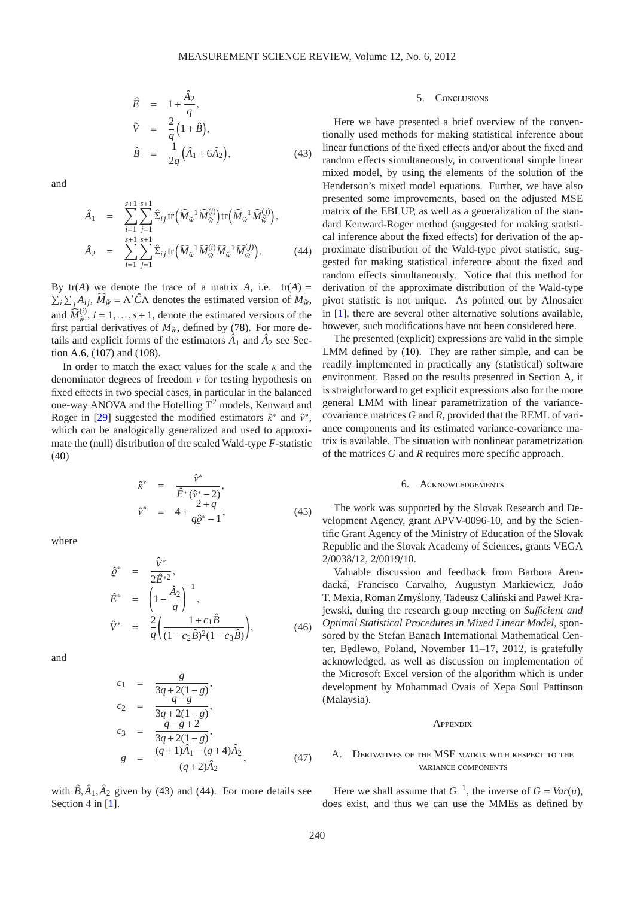$$
\begin{aligned}
\hat{E} &= 1 + \frac{\hat{A}_2}{q}, \\
\hat{V} &= \frac{2}{q}\left(1 + \hat{B}\right), \\
\hat{B} &= \frac{1}{2q}\left(\hat{A}_1 + 6\hat{A}_2\right),
\end{aligned} \tag{43}
$$

and

$$
\begin{aligned}
\hat{A}_1 &= \sum_{i=1}^{s+1}\sum_{j=1}^{s+1} \hat{\Sigma}_{ij} \operatorname{tr}\left(\widehat{M}_{\tilde{w}}^{-1} \widehat{M}_{\tilde{w}}^{(i)}\right) \operatorname{tr}\left(\widehat{M}_{\tilde{w}}^{-1} \widehat{M}_{\tilde{w}}^{(j)}\right), \\
\hat{A}_2 &= \sum_{i=1}^{s+1}\sum_{j=1}^{s+1} \hat{\Sigma}_{ij} \operatorname{tr}\left(\widehat{M}_{\tilde{w}}^{-1} \widehat{M}_{\tilde{w}}^{(i)} \widehat{M}_{\tilde{w}}^{-1} \widehat{M}_{\tilde{w}}^{(j)}\right).
\end{aligned} \tag{44}
$$

By $\operatorname{tr}(A)$ we denote the trace of a matrix $A$, i.e. $\operatorname{tr}(A) = \sum_i \sum_j A_{ij}$, $\widehat{M}_{\tilde{w}} = \Lambda' \hat{C} \Lambda$ denotes the estimated version of $M_{\tilde{w}}$, and $\widehat{M}_{\tilde{w}}^{(i)}$, $i = 1, \ldots, s+1$, denote the estimated versions of the first partial derivatives of $M_{\tilde{w}}$, defined by (78). For more details and explicit forms of the estimators $\hat{A}_1$ and $\hat{A}_2$ see Section A.6, (107) and (108).

In order to match the exact values for the scale $\kappa$ and the denominator degrees of freedom $\nu$ for testing hypothesis on fixed effects in two special cases, in particular in the balanced one-way ANOVA and the Hotelling $T^2$ models, Kenward and Roger in [29] suggested the modified estimators $\hat{\kappa}^*$ and $\hat{\nu}^*$, which can be analogically generalized and used to approximate the (null) distribution of the scaled Wald-type $F$-statistic (40)

$$
\begin{aligned}
\hat{\kappa}^* &= \frac{\hat{\nu}^*}{\hat{E}^* (\hat{\nu}^* - 2)}, \\
\hat{\nu}^* &= 4 + \frac{2+q}{q\hat{\varrho}^* - 1},
\end{aligned} \tag{45}
$$

where

$$
\begin{aligned}
\hat{\varrho}^* &= \frac{\hat{V}^*}{2\hat{E}^{*2}}, \\
\hat{E}^* &= \left(1 - \frac{\hat{A}_2}{q}\right)^{-1}, \\
\hat{V}^* &= \frac{2}{q}\left(\frac{1 + c_1 \hat{B}}{(1 - c_2 \hat{B})^2 (1 - c_3 \hat{B})}\right),
\end{aligned} \tag{46}
$$

and

$$
\begin{aligned}
c_1 &= \frac{g}{3q + 2(1-g)}, \\
c_2 &= \frac{q-g}{3q + 2(1-g)}, \\
c_3 &= \frac{q-g+2}{3q + 2(1-g)}, \\
g &= \frac{(q+1)\hat{A}_1 - (q+4)\hat{A}_2}{(q+2)\hat{A}_2},
\end{aligned} \tag{47}
$$

with $\hat{B}, \hat{A}_1, \hat{A}_2$ given by (43) and (44). For more details see Section 4 in [1].

## 5. Conclusions

Here we have presented a brief overview of the conventionally used methods for making statistical inference about linear functions of the fixed effects and/or about the fixed and random effects simultaneously, in conventional simple linear mixed model, by using the elements of the solution of the Henderson's mixed model equations. Further, we have also presented some improvements, based on the adjusted MSE matrix of the EBLUP, as well as a generalization of the standard Kenward-Roger method (suggested for making statistical inference about the fixed effects) for derivation of the approximate distribution of the Wald-type pivot statistic, suggested for making statistical inference about the fixed and random effects simultaneously. Notice that this method for derivation of the approximate distribution of the Wald-type pivot statistic is not unique. As pointed out by Alnosaier in [1], there are several other alternative solutions available, however, such modifications have not been considered here.

The presented (explicit) expressions are valid in the simple LMM defined by (10). They are rather simple, and can be readily implemented in practically any (statistical) software environment. Based on the results presented in Section A, it is straightforward to get explicit expressions also for the more general LMM with linear parametrization of the variance-covariance matrices $G$ and $R$, provided that the REML of variance components and its estimated variance-covariance matrix is available. The situation with nonlinear parametrization of the matrices $G$ and $R$ requires more specific approach.

## 6. Acknowledgements

The work was supported by the Slovak Research and Development Agency, grant APVV-0096-10, and by the Scientific Grant Agency of the Ministry of Education of the Slovak Republic and the Slovak Academy of Sciences, grants VEGA 2/0038/12, 2/0019/10.

Valuable discussion and feedback from Barbora Arendacká, Francisco Carvalho, Augustyn Markiewicz, João T. Mexia, Roman Zmyślony, Tadeusz Caliński and Paweł Krajewski, during the research group meeting on *Sufficient and Optimal Statistical Procedures in Mixed Linear Model*, sponsored by the Stefan Banach International Mathematical Center, Będlewo, Poland, November 11–17, 2012, is gratefully acknowledged, as well as discussion on implementation of the Microsoft Excel version of the algorithm which is under development by Mohammad Ovais of Xepa Soul Pattinson (Malaysia).

## Appendix

### A. Derivatives of the MSE matrix with respect to the variance components

Here we shall assume that $G^{-1}$, the inverse of $G = Var(u)$, does exist, and thus we can use the MMEs as defined by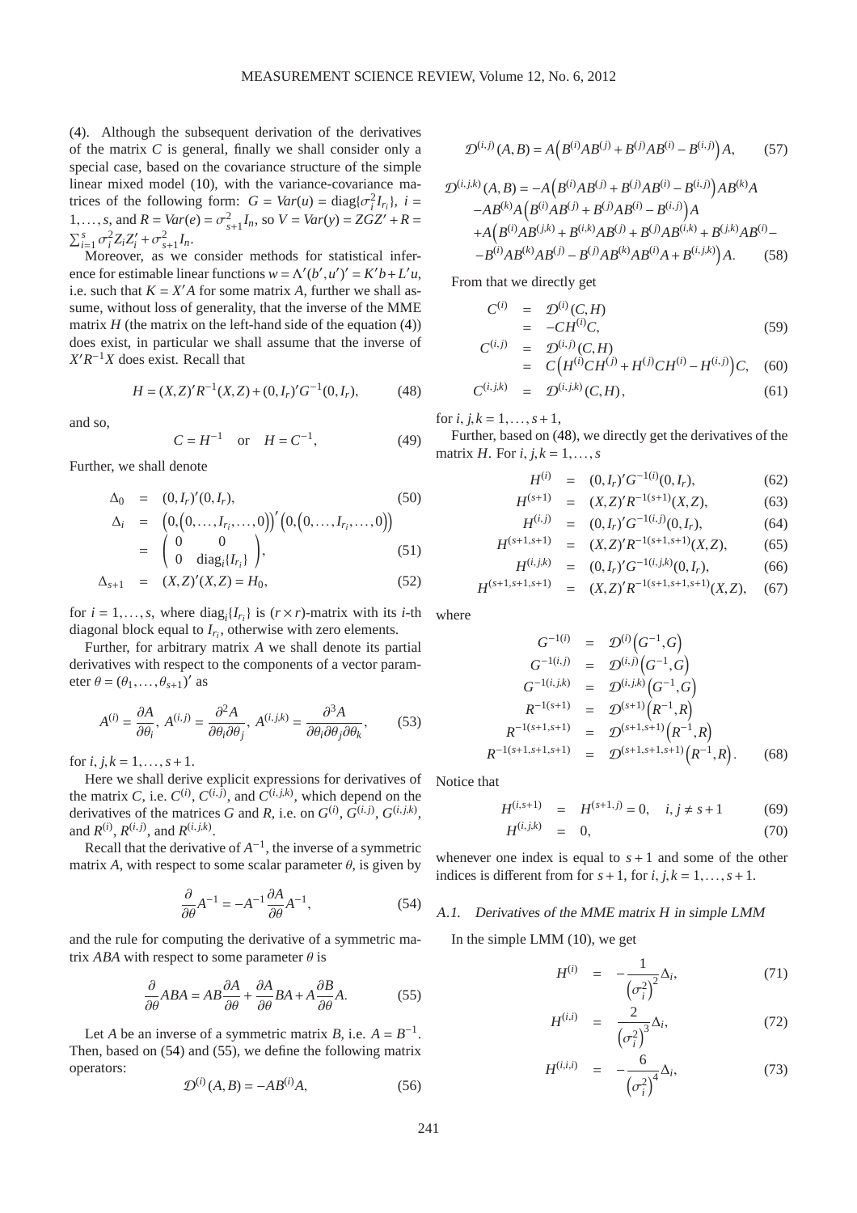(4). Although the subsequent derivation of the derivatives of the matrix $C$ is general, finally we shall consider only a special case, based on the covariance structure of the simple linear mixed model (10), with the variance-covariance matrices of the following form: $G = Var(u) = \mathrm{diag}\{\sigma_i^2 I_{r_i}\}$, $i = 1,\ldots,s$, and $R = Var(e) = \sigma_{s+1}^2 I_n$, so $V = Var(y) = ZGZ' + R = \sum_{i=1}^{s} \sigma_i^2 Z_i Z_i' + \sigma_{s+1}^2 I_n$.

Moreover, as we consider methods for statistical inference for estimable linear functions $w = \Lambda'(b', u')' = K'b + L'u$, i.e. such that $K = X'A$ for some matrix $A$, further we shall assume, without loss of generality, that the inverse of the MME matrix $H$ (the matrix on the left-hand side of the equation (4)) does exist, in particular we shall assume that the inverse of $X'R^{-1}X$ does exist. Recall that

$$H = (X,Z)'R^{-1}(X,Z) + (0,I_r)'G^{-1}(0,I_r), \tag{48}$$

and so,

$$C = H^{-1} \quad \text{or} \quad H = C^{-1}, \tag{49}$$

Further, we shall denote

$$\Delta_0 = (0,I_r)'(0,I_r), \tag{50}$$

$$\begin{aligned}
\Delta_i &= \Big(0,\big(0,\ldots,I_{r_i},\ldots,0\big)\Big)'\Big(0,\big(0,\ldots,I_{r_i},\ldots,0\big)\Big) \\
&= \begin{pmatrix} 0 & 0 \\ 0 & \mathrm{diag}_i\{I_{r_i}\} \end{pmatrix},
\end{aligned} \tag{51}$$

$$\Delta_{s+1} = (X,Z)'(X,Z) = H_0, \tag{52}$$

for $i = 1,\ldots,s$, where $\mathrm{diag}_i\{I_{r_i}\}$ is $(r \times r)$-matrix with its $i$-th diagonal block equal to $I_{r_i}$, otherwise with zero elements.

Further, for arbitrary matrix $A$ we shall denote its partial derivatives with respect to the components of a vector parameter $\theta = (\theta_1,\ldots,\theta_{s+1})'$ as

$$A^{(i)} = \frac{\partial A}{\partial \theta_i},\; A^{(i,j)} = \frac{\partial^2 A}{\partial \theta_i \partial \theta_j},\; A^{(i,j,k)} = \frac{\partial^3 A}{\partial \theta_i \partial \theta_j \partial \theta_k}, \tag{53}$$

for $i,j,k = 1,\ldots,s+1$.

Here we shall derive explicit expressions for derivatives of the matrix $C$, i.e. $C^{(i)}$, $C^{(i,j)}$, and $C^{(i,j,k)}$, which depend on the derivatives of the matrices $G$ and $R$, i.e. on $G^{(i)}$, $G^{(i,j)}$, $G^{(i,j,k)}$, and $R^{(i)}$, $R^{(i,j)}$, and $R^{(i,j,k)}$.

Recall that the derivative of $A^{-1}$, the inverse of a symmetric matrix $A$, with respect to some scalar parameter $\theta$, is given by

$$\frac{\partial}{\partial \theta} A^{-1} = -A^{-1}\frac{\partial A}{\partial \theta}A^{-1}, \tag{54}$$

and the rule for computing the derivative of a symmetric matrix $ABA$ with respect to some parameter $\theta$ is

$$\frac{\partial}{\partial \theta} ABA = AB\frac{\partial A}{\partial \theta} + \frac{\partial A}{\partial \theta}BA + A\frac{\partial B}{\partial \theta}A. \tag{55}$$

Let $A$ be an inverse of a symmetric matrix $B$, i.e. $A = B^{-1}$. Then, based on (54) and (55), we define the following matrix operators:

$$\mathcal{D}^{(i)}(A,B) = -AB^{(i)}A, \tag{56}$$

$$\mathcal{D}^{(i,j)}(A,B) = A\Big(B^{(i)}AB^{(j)} + B^{(j)}AB^{(i)} - B^{(i,j)}\Big)A, \tag{57}$$

$$\begin{aligned}
\mathcal{D}^{(i,j,k)}(A,B) = &-A\Big(B^{(i)}AB^{(j)} + B^{(j)}AB^{(i)} - B^{(i,j)}\Big)AB^{(k)}A \\
&-AB^{(k)}A\Big(B^{(i)}AB^{(j)} + B^{(j)}AB^{(i)} - B^{(i,j)}\Big)A \\
&+A\Big(B^{(i)}AB^{(j,k)} + B^{(i,k)}AB^{(j)} + B^{(j)}AB^{(i,k)} + B^{(j,k)}AB^{(i)} - \\
&-B^{(i)}AB^{(k)}AB^{(j)} - B^{(j)}AB^{(k)}AB^{(i)}A + B^{(i,j,k)}\Big)A.
\end{aligned} \tag{58}$$

From that we directly get

$$\begin{aligned}
C^{(i)} &= \mathcal{D}^{(i)}(C,H) \\
&= -CH^{(i)}C,
\end{aligned} \tag{59}$$

$$\begin{aligned}
C^{(i,j)} &= \mathcal{D}^{(i,j)}(C,H) \\
&= C\Big(H^{(i)}CH^{(j)} + H^{(j)}CH^{(i)} - H^{(i,j)}\Big)C,
\end{aligned} \tag{60}$$

$$C^{(i,j,k)} = \mathcal{D}^{(i,j,k)}(C,H), \tag{61}$$

for $i,j,k = 1,\ldots,s+1$,

Further, based on (48), we directly get the derivatives of the matrix $H$. For $i,j,k = 1,\ldots,s$

$$H^{(i)} = (0,I_r)'G^{-1(i)}(0,I_r), \tag{62}$$

$$H^{(s+1)} = (X,Z)'R^{-1(s+1)}(X,Z), \tag{63}$$

$$H^{(i,j)} = (0,I_r)'G^{-1(i,j)}(0,I_r), \tag{64}$$

$$H^{(s+1,s+1)} = (X,Z)'R^{-1(s+1,s+1)}(X,Z), \tag{65}$$

$$H^{(i,j,k)} = (0,I_r)'G^{-1(i,j,k)}(0,I_r), \tag{66}$$

$$H^{(s+1,s+1,s+1)} = (X,Z)'R^{-1(s+1,s+1,s+1)}(X,Z), \tag{67}$$

where

$$\begin{aligned}
G^{-1(i)} &= \mathcal{D}^{(i)}\Big(G^{-1},G\Big) \\
G^{-1(i,j)} &= \mathcal{D}^{(i,j)}\Big(G^{-1},G\Big) \\
G^{-1(i,j,k)} &= \mathcal{D}^{(i,j,k)}\Big(G^{-1},G\Big) \\
R^{-1(s+1)} &= \mathcal{D}^{(s+1)}\Big(R^{-1},R\Big) \\
R^{-1(s+1,s+1)} &= \mathcal{D}^{(s+1,s+1)}\Big(R^{-1},R\Big) \\
R^{-1(s+1,s+1,s+1)} &= \mathcal{D}^{(s+1,s+1,s+1)}\Big(R^{-1},R\Big).
\end{aligned} \tag{68}$$

Notice that

$$H^{(i,s+1)} = H^{(s+1,j)} = 0, \quad i,j \neq s+1 \tag{69}$$

$$H^{(i,j,k)} = 0, \tag{70}$$

whenever one index is equal to $s+1$ and some of the other indices is different from for $s+1$, for $i,j,k = 1,\ldots,s+1$.

### A.1. Derivatives of the MME matrix $H$ in simple LMM

In the simple LMM (10), we get

$$H^{(i)} = -\frac{1}{\left(\sigma_i^2\right)^2}\Delta_i, \tag{71}$$

$$H^{(i,i)} = \frac{2}{\left(\sigma_i^2\right)^3}\Delta_i, \tag{72}$$

$$H^{(i,i,i)} = -\frac{6}{\left(\sigma_i^2\right)^4}\Delta_i, \tag{73}$$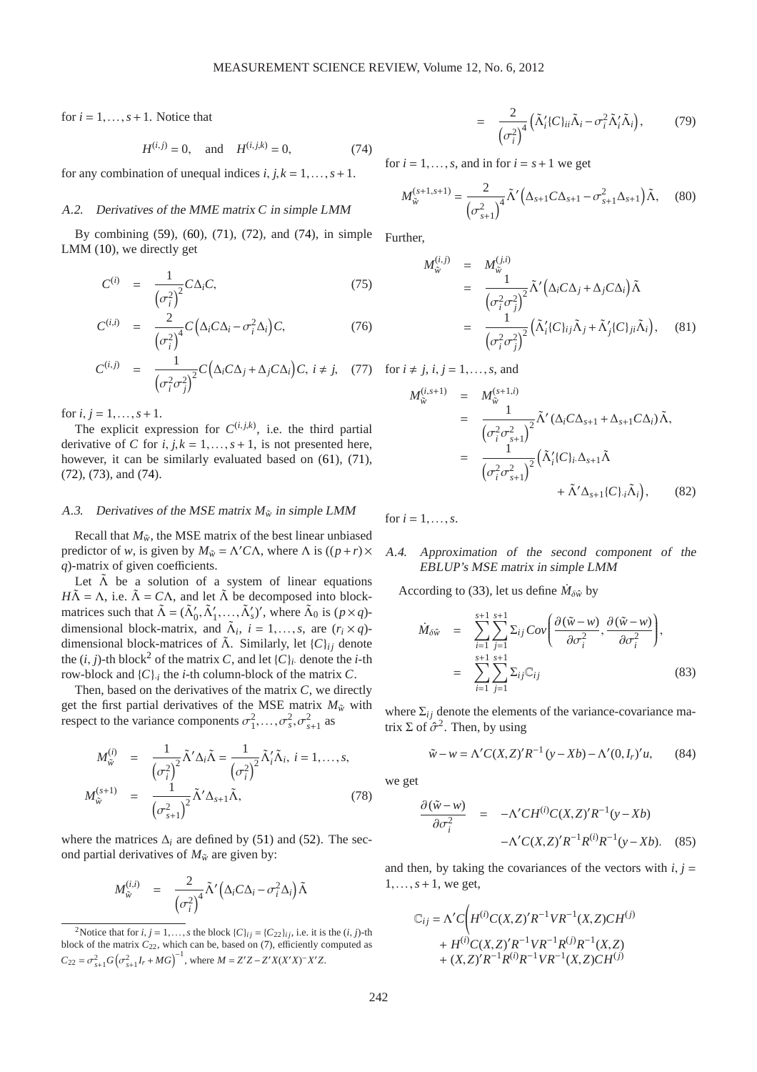for $i = 1,\ldots,s+1$. Notice that

$$H^{(i,j)} = 0, \quad \text{and} \quad H^{(i,j,k)} = 0, \tag{74}$$

for any combination of unequal indices $i,j,k = 1,\ldots,s+1$.

### A.2. Derivatives of the MME matrix $C$ in simple LMM

By combining (59), (60), (71), (72), and (74), in simple LMM (10), we directly get

$$C^{(i)} = \frac{1}{\left(\sigma_i^2\right)^2} C\Delta_i C, \tag{75}$$

$$C^{(i,i)} = \frac{2}{\left(\sigma_i^2\right)^4} C\left(\Delta_i C\Delta_i - \sigma_i^2\Delta_i\right)C, \tag{76}$$

$$C^{(i,j)} = \frac{1}{\left(\sigma_i^2\sigma_j^2\right)^2} C\left(\Delta_i C\Delta_j + \Delta_j C\Delta_i\right)C, \; i \neq j, \tag{77}$$

for $i,j = 1,\ldots,s+1$.

The explicit expression for $C^{(i,j,k)}$, i.e. the third partial derivative of $C$ for $i,j,k = 1,\ldots,s+1$, is not presented here, however, it can be similarly evaluated based on (61), (71), (72), (73), and (74).

### A.3. Derivatives of the MSE matrix $M_{\tilde{w}}$ in simple LMM

Recall that $M_{\tilde{w}}$, the MSE matrix of the best linear unbiased predictor of $w$, is given by $M_{\tilde{w}} = \Lambda' C\Lambda$, where $\Lambda$ is $((p+r)\times q)$-matrix of given coefficients.

Let $\tilde{\Lambda}$ be a solution of a system of linear equations $H\tilde{\Lambda} = \Lambda$, i.e. $\tilde{\Lambda} = C\Lambda$, and let $\tilde{\Lambda}$ be decomposed into block-matrices such that $\tilde{\Lambda} = (\tilde{\Lambda}_0', \tilde{\Lambda}_1', \ldots, \tilde{\Lambda}_s')'$, where $\tilde{\Lambda}_0$ is $(p\times q)$-dimensional block-matrix, and $\tilde{\Lambda}_i$, $i = 1,\ldots,s$, are $(r_i\times q)$-dimensional block-matrices of $\tilde{\Lambda}$. Similarly, let $\{C\}_{ij}$ denote the $(i,j)$-th block[2] of the matrix $C$, and let $\{C\}_{i\cdot}$ denote the $i$-th row-block and $\{C\}_{\cdot i}$ the $i$-th column-block of the matrix $C$.

Then, based on the derivatives of the matrix $C$, we directly get the first partial derivatives of the MSE matrix $M_{\tilde{w}}$ with respect to the variance components $\sigma_1^2,\ldots,\sigma_s^2,\sigma_{s+1}^2$ as

$$\begin{aligned} M_{\tilde{w}}^{(i)} &= \frac{1}{\left(\sigma_i^2\right)^2}\tilde{\Lambda}'\Delta_i\tilde{\Lambda} = \frac{1}{\left(\sigma_i^2\right)^2}\tilde{\Lambda}_i'\tilde{\Lambda}_i, \; i = 1,\ldots,s, \\ M_{\tilde{w}}^{(s+1)} &= \frac{1}{\left(\sigma_{s+1}^2\right)^2}\tilde{\Lambda}'\Delta_{s+1}\tilde{\Lambda}, \end{aligned} \tag{78}$$

where the matrices $\Delta_i$ are defined by (51) and (52). The second partial derivatives of $M_{\tilde{w}}$ are given by:

$$\begin{aligned} M_{\tilde{w}}^{(i,i)} &= \frac{2}{\left(\sigma_i^2\right)^4}\tilde{\Lambda}'\left(\Delta_i C\Delta_i - \sigma_i^2\Delta_i\right)\tilde{\Lambda} \\ &= \frac{2}{\left(\sigma_i^2\right)^4}\left(\tilde{\Lambda}_i'\{C\}_{ii}\tilde{\Lambda}_i - \sigma_i^2\tilde{\Lambda}_i'\tilde{\Lambda}_i\right), \end{aligned} \tag{79}$$

for $i = 1,\ldots,s$, and in for $i = s+1$ we get

$$M_{\tilde{w}}^{(s+1,s+1)} = \frac{2}{\left(\sigma_{s+1}^2\right)^4}\tilde{\Lambda}'\left(\Delta_{s+1}C\Delta_{s+1} - \sigma_{s+1}^2\Delta_{s+1}\right)\tilde{\Lambda}, \tag{80}$$

Further,

$$\begin{aligned} M_{\tilde{w}}^{(i,j)} &= M_{\tilde{w}}^{(j,i)} \\ &= \frac{1}{\left(\sigma_i^2\sigma_j^2\right)^2}\tilde{\Lambda}'\left(\Delta_i C\Delta_j + \Delta_j C\Delta_i\right)\tilde{\Lambda} \\ &= \frac{1}{\left(\sigma_i^2\sigma_j^2\right)^2}\left(\tilde{\Lambda}_i'\{C\}_{ij}\tilde{\Lambda}_j + \tilde{\Lambda}_j'\{C\}_{ji}\tilde{\Lambda}_i\right), \end{aligned} \tag{81}$$

for $i \neq j$, $i,j = 1,\ldots,s$, and

$$\begin{aligned} M_{\tilde{w}}^{(i,s+1)} &= M_{\tilde{w}}^{(s+1,i)} \\ &= \frac{1}{\left(\sigma_i^2\sigma_{s+1}^2\right)^2}\tilde{\Lambda}'\left(\Delta_i C\Delta_{s+1} + \Delta_{s+1}C\Delta_i\right)\tilde{\Lambda}, \\ &= \frac{1}{\left(\sigma_i^2\sigma_{s+1}^2\right)^2}\left(\tilde{\Lambda}_i'\{C\}_{i\cdot}\Delta_{s+1}\tilde{\Lambda} + \tilde{\Lambda}'\Delta_{s+1}\{C\}_{\cdot i}\tilde{\Lambda}_i\right), \end{aligned} \tag{82}$$

for $i = 1,\ldots,s$.

### A.4. Approximation of the second component of the EBLUP's MSE matrix in simple LMM

According to (33), let us define $\dot{M}_{\delta\hat{w}}$ by

$$\begin{aligned} \dot{M}_{\delta\hat{w}} &= \sum_{i=1}^{s+1}\sum_{j=1}^{s+1}\Sigma_{ij}\, Cov\left(\frac{\partial(\tilde{w}-w)}{\partial\sigma_i^2}, \frac{\partial(\tilde{w}-w)}{\partial\sigma_i^2}\right), \\ &= \sum_{i=1}^{s+1}\sum_{j=1}^{s+1}\Sigma_{ij}\mathbb{C}_{ij} \end{aligned} \tag{83}$$

where $\Sigma_{ij}$ denote the elements of the variance-covariance matrix $\Sigma$ of $\hat{\sigma}^2$. Then, by using

$$\tilde{w} - w = \Lambda' C(X,Z)'R^{-1}(y - Xb) - \Lambda'(0, I_r)'u, \tag{84}$$

we get

$$\begin{aligned} \frac{\partial(\tilde{w}-w)}{\partial\sigma_i^2} &= -\Lambda' CH^{(i)}C(X,Z)'R^{-1}(y-Xb) \\ &\quad -\Lambda' C(X,Z)'R^{-1}R^{(i)}R^{-1}(y-Xb). \end{aligned} \tag{85}$$

and then, by taking the covariances of the vectors with $i,j = 1,\ldots,s+1$, we get,

$$\begin{aligned} \mathbb{C}_{ij} = \Lambda' C\Big(&H^{(i)}C(X,Z)'R^{-1}VR^{-1}(X,Z)CH^{(j)} \\ &+ H^{(i)}C(X,Z)'R^{-1}VR^{-1}R^{(j)}R^{-1}(X,Z) \\ &+ (X,Z)'R^{-1}R^{(i)}R^{-1}VR^{-1}(X,Z)CH^{(j)} \end{aligned}$$

---

[2] Notice that for $i,j = 1,\ldots,s$ the block $\{C\}_{ij} = \{C_{22}\}_{ij}$, i.e. it is the $(i,j)$-th block of the matrix $C_{22}$, which can be, based on (7), efficiently computed as $C_{22} = \sigma_{s+1}^2 G\left(\sigma_{s+1}^2 I_r + MG\right)^{-1}$, where $M = Z'Z - Z'X(X'X)^{-}X'Z$.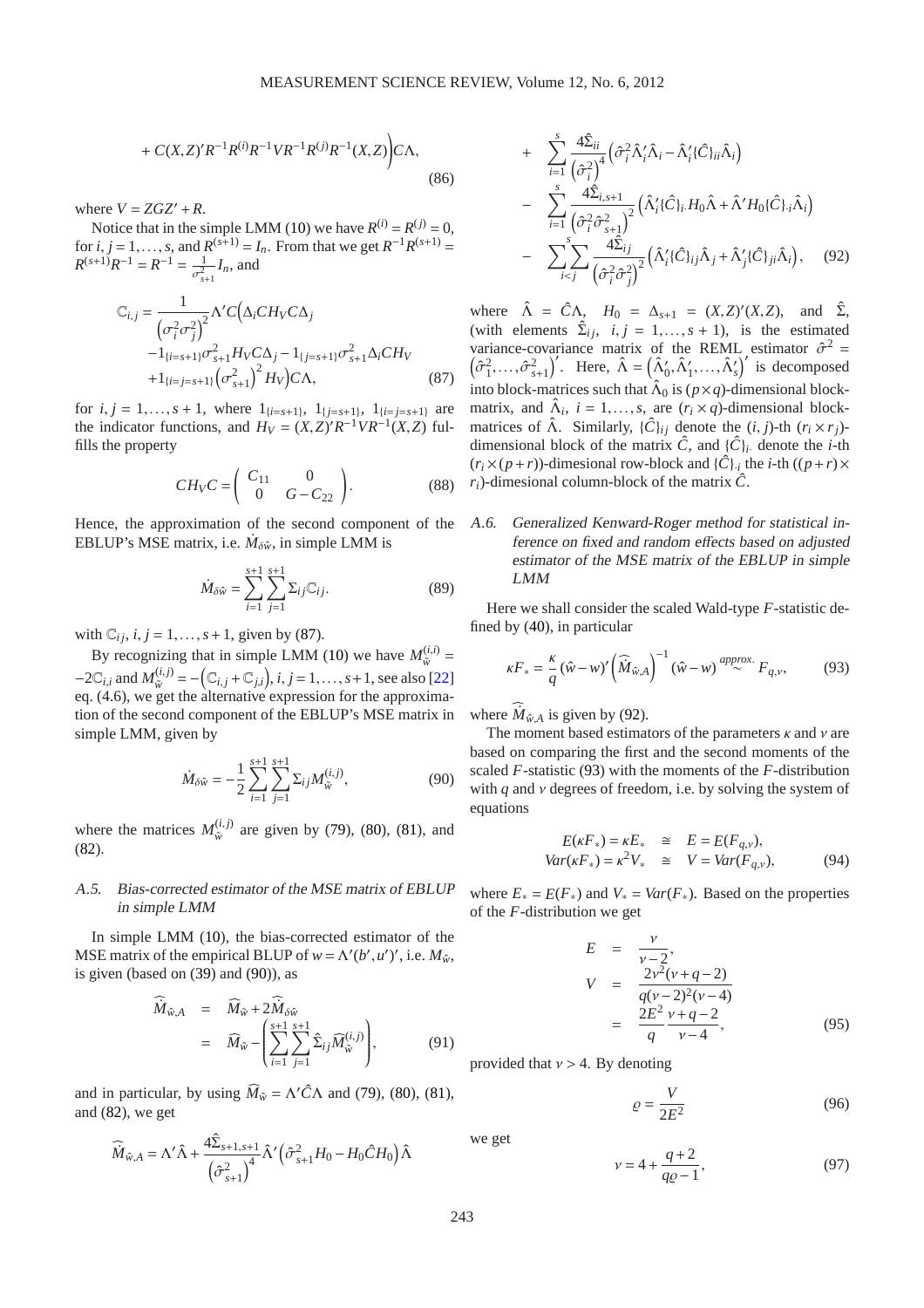$$+ C(X,Z)'R^{-1}R^{(i)}R^{-1}VR^{-1}R^{(j)}R^{-1}(X,Z)\Big)C\Lambda, \tag{86}$$

where $V = ZGZ' + R$.

Notice that in the simple LMM (10) we have $R^{(i)} = R^{(j)} = 0$, for $i, j = 1, \ldots, s$, and $R^{(s+1)} = I_n$. From that we get $R^{-1}R^{(s+1)} = R^{(s+1)}R^{-1} = R^{-1} = \frac{1}{\sigma^2_{s+1}} I_n$, and

$$\begin{aligned}
\mathbb{C}_{i,j} = \frac{1}{\left(\sigma_i^2\sigma_j^2\right)^2}\Lambda' C\Big(&\Delta_i C H_V C\Delta_j \\
&-1_{\{i=s+1\}}\sigma^2_{s+1}H_V C\Delta_j - 1_{\{j=s+1\}}\sigma^2_{s+1}\Delta_i C H_V \\
&+1_{\{i=j=s+1\}}\left(\sigma^2_{s+1}\right)^2 H_V\Big)C\Lambda,
\end{aligned} \tag{87}$$

for $i, j = 1, \ldots, s+1$, where $1_{\{i=s+1\}}$, $1_{\{j=s+1\}}$, $1_{\{i=j=s+1\}}$ are the indicator functions, and $H_V = (X,Z)'R^{-1}VR^{-1}(X,Z)$ fulfills the property

$$CH_V C = \begin{pmatrix} C_{11} & 0 \\ 0 & G - C_{22} \end{pmatrix}. \tag{88}$$

Hence, the approximation of the second component of the EBLUP's MSE matrix, i.e. $\dot{M}_{\delta\hat{w}}$, in simple LMM is

$$\dot{M}_{\delta\hat{w}} = \sum_{i=1}^{s+1}\sum_{j=1}^{s+1}\Sigma_{ij}\mathbb{C}_{ij}. \tag{89}$$

with $\mathbb{C}_{ij}$, $i, j = 1, \ldots, s+1$, given by (87).

By recognizing that in simple LMM (10) we have $M_{\tilde{w}}^{(i,i)} = -2\mathbb{C}_{i,i}$ and $M_{\tilde{w}}^{(i,j)} = -\left(\mathbb{C}_{i,j} + \mathbb{C}_{j,i}\right)$, $i, j = 1, \ldots, s+1$, see also [22] eq. (4.6), we get the alternative expression for the approximation of the second component of the EBLUP's MSE matrix in simple LMM, given by

$$\dot{M}_{\delta\hat{w}} = -\frac{1}{2}\sum_{i=1}^{s+1}\sum_{j=1}^{s+1}\Sigma_{ij}M_{\tilde{w}}^{(i,j)}, \tag{90}$$

where the matrices $M_{\tilde{w}}^{(i,j)}$ are given by (79), (80), (81), and (82).

### A.5. Bias-corrected estimator of the MSE matrix of EBLUP in simple LMM

In simple LMM (10), the bias-corrected estimator of the MSE matrix of the empirical BLUP of $w = \Lambda'(b', u')'$, i.e. $M_{\hat{w}}$, is given (based on (39) and (90)), as

$$\begin{aligned}
\widehat{M}_{\hat{w},A} &= \widehat{M}_{\tilde{w}} + 2\widehat{M}_{\delta\hat{w}} \\
&= \widehat{M}_{\tilde{w}} - \left(\sum_{i=1}^{s+1}\sum_{j=1}^{s+1}\hat{\Sigma}_{ij}\widehat{M}_{\tilde{w}}^{(i,j)}\right),
\end{aligned} \tag{91}$$

and in particular, by using $\widehat{M}_{\tilde{w}} = \Lambda'\hat{C}\Lambda$ and (79), (80), (81), and (82), we get

$$\begin{aligned}
\widehat{M}_{\hat{w},A} = \Lambda'\hat{\Lambda} &+ \frac{4\hat{\Sigma}_{s+1,s+1}}{\left(\hat{\sigma}^2_{s+1}\right)^4}\hat{\Lambda}'\left(\hat{\sigma}^2_{s+1}H_0 - H_0\hat{C}H_0\right)\hat{\Lambda} \\
&+ \sum_{i=1}^{s}\frac{4\hat{\Sigma}_{ii}}{\left(\hat{\sigma}^2_i\right)^4}\left(\hat{\sigma}^2_i\hat{\Lambda}'_i\hat{\Lambda}_i - \hat{\Lambda}'_i\{\hat{C}\}_{ii}\hat{\Lambda}_i\right) \\
&- \sum_{i=1}^{s}\frac{4\hat{\Sigma}_{i,s+1}}{\left(\hat{\sigma}^2_i\hat{\sigma}^2_{s+1}\right)^2}\left(\hat{\Lambda}'_i\{\hat{C}\}_{i\cdot}H_0\hat{\Lambda} + \hat{\Lambda}'H_0\{\hat{C}\}_{\cdot i}\hat{\Lambda}_i\right) \\
&- \sum_{i<j}^{s}\sum\frac{4\hat{\Sigma}_{ij}}{\left(\hat{\sigma}^2_i\hat{\sigma}^2_j\right)^2}\left(\hat{\Lambda}'_i\{\hat{C}\}_{ij}\hat{\Lambda}_j + \hat{\Lambda}'_j\{\hat{C}\}_{ji}\hat{\Lambda}_i\right),
\end{aligned} \tag{92}$$

where $\hat{\Lambda} = \hat{C}\Lambda$, $H_0 = \Delta_{s+1} = (X,Z)'(X,Z)$, and $\hat{\Sigma}$, (with elements $\hat{\Sigma}_{ij}$, $i, j = 1, \ldots, s+1$), is the estimated variance-covariance matrix of the REML estimator $\hat{\sigma}^2 = \left(\hat{\sigma}^2_1, \ldots, \hat{\sigma}^2_{s+1}\right)'$. Here, $\hat{\Lambda} = \left(\hat{\Lambda}'_0, \hat{\Lambda}'_1, \ldots, \hat{\Lambda}'_s\right)'$ is decomposed into block-matrices such that $\hat{\Lambda}_0$ is $(p \times q)$-dimensional block-matrix, and $\hat{\Lambda}_i$, $i = 1, \ldots, s$, are $(r_i \times q)$-dimensional block-matrices of $\hat{\Lambda}$. Similarly, $\{\hat{C}\}_{ij}$ denote the $(i, j)$-th $(r_i \times r_j)$-dimensional block of the matrix $\hat{C}$, and $\{\hat{C}\}_{i\cdot}$ denote the $i$-th $(r_i \times (p+r))$-dimesional row-block and $\{\hat{C}\}_{\cdot i}$ the $i$-th $((p+r) \times r_i)$-dimesional column-block of the matrix $\hat{C}$.

### A.6. Generalized Kenward-Roger method for statistical inference on fixed and random effects based on adjusted estimator of the MSE matrix of the EBLUP in simple LMM

Here we shall consider the scaled Wald-type $F$-statistic defined by (40), in particular

$$\kappa F_* = \frac{\kappa}{q}(\hat{w} - w)'\left(\widehat{M}_{\hat{w},A}\right)^{-1}(\hat{w} - w) \overset{approx.}{\sim} F_{q,\nu}, \tag{93}$$

where $\widehat{M}_{\hat{w},A}$ is given by (92).

The moment based estimators of the parameters $\kappa$ and $\nu$ are based on comparing the first and the second moments of the scaled $F$-statistic (93) with the moments of the $F$-distribution with $q$ and $\nu$ degrees of freedom, i.e. by solving the system of equations

$$\begin{aligned}
E(\kappa F_*) = \kappa E_* &\cong E = E(F_{q,\nu}), \\
Var(\kappa F_*) = \kappa^2 V_* &\cong V = Var(F_{q,\nu}),
\end{aligned} \tag{94}$$

where $E_* = E(F_*)$ and $V_* = Var(F_*)$. Based on the properties of the $F$-distribution we get

$$\begin{aligned}
E &= \frac{\nu}{\nu - 2}, \\
V &= \frac{2\nu^2(\nu + q - 2)}{q(\nu-2)^2(\nu-4)} \\
&= \frac{2E^2}{q}\frac{\nu + q - 2}{\nu - 4},
\end{aligned} \tag{95}$$

provided that $\nu > 4$. By denoting

$$\varrho = \frac{V}{2E^2} \tag{96}$$

we get

$$\nu = 4 + \frac{q+2}{q\varrho - 1}, \tag{97}$$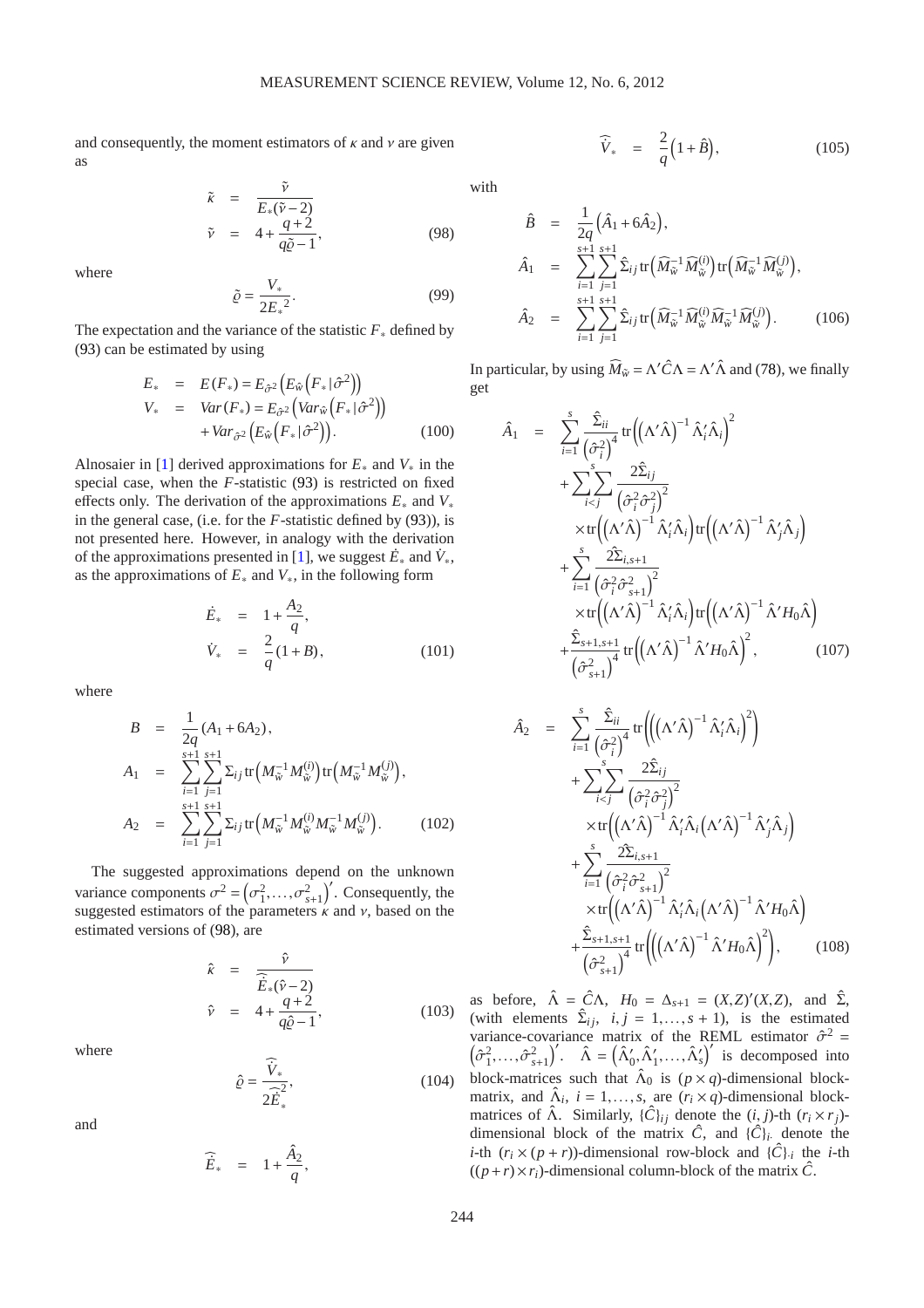and consequently, the moment estimators of $\kappa$ and $\nu$ are given as

$$
\begin{aligned}
\tilde{\kappa} &= \frac{\tilde{\nu}}{E_*(\tilde{\nu}-2)} \\
\tilde{\nu} &= 4 + \frac{q+2}{q\tilde{\varrho}-1},
\end{aligned} \tag{98}
$$

where

$$
\tilde{\varrho} = \frac{V_*}{2E_*^{\,2}}. \tag{99}
$$

The expectation and the variance of the statistic $F_*$ defined by (93) can be estimated by using

$$
\begin{aligned}
E_* &= E(F_*) = E_{\hat{\sigma}^2}\left(E_{\hat{w}}\left(F_* \,|\, \hat{\sigma}^2\right)\right) \\
V_* &= Var(F_*) = E_{\hat{\sigma}^2}\left(Var_{\hat{w}}\left(F_* \,|\, \hat{\sigma}^2\right)\right) \\
&\quad + Var_{\hat{\sigma}^2}\left(E_{\hat{w}}\left(F_* \,|\, \hat{\sigma}^2\right)\right).
\end{aligned} \tag{100}
$$

Alnosaier in [1] derived approximations for $E_*$ and $V_*$ in the special case, when the $F$-statistic (93) is restricted on fixed effects only. The derivation of the approximations $E_*$ and $V_*$ in the general case, (i.e. for the $F$-statistic defined by (93)), is not presented here. However, in analogy with the derivation of the approximations presented in [1], we suggest $\dot{E}_*$ and $\dot{V}_*$, as the approximations of $E_*$ and $V_*$, in the following form

$$
\begin{aligned}
\dot{E}_* &= 1 + \frac{A_2}{q}, \\
\dot{V}_* &= \frac{2}{q}(1+B),
\end{aligned} \tag{101}
$$

where

$$
\begin{aligned}
B &= \frac{1}{2q}(A_1 + 6A_2), \\
A_1 &= \sum_{i=1}^{s+1}\sum_{j=1}^{s+1} \Sigma_{ij}\,\mathrm{tr}\left(M_{\tilde{w}}^{-1}M_{\tilde{w}}^{(i)}\right)\mathrm{tr}\left(M_{\tilde{w}}^{-1}M_{\tilde{w}}^{(j)}\right), \\
A_2 &= \sum_{i=1}^{s+1}\sum_{j=1}^{s+1} \Sigma_{ij}\,\mathrm{tr}\left(M_{\tilde{w}}^{-1}M_{\tilde{w}}^{(i)}M_{\tilde{w}}^{-1}M_{\tilde{w}}^{(j)}\right).
\end{aligned} \tag{102}
$$

The suggested approximations depend on the unknown variance components $\sigma^2 = \left(\sigma_1^2,\ldots,\sigma_{s+1}^2\right)'$. Consequently, the suggested estimators of the parameters $\kappa$ and $\nu$, based on the estimated versions of (98), are

$$
\begin{aligned}
\hat{\kappa} &= \frac{\hat{\nu}}{\widehat{\dot{E}}_*(\hat{\nu}-2)} \\
\hat{\nu} &= 4 + \frac{q+2}{q\hat{\varrho}-1},
\end{aligned} \tag{103}
$$

where

$$
\hat{\varrho} = \frac{\widehat{\dot{V}}_*}{2\widehat{\dot{E}}_*^{\,2}}, \tag{104}
$$

and

$$
\begin{aligned}
\widehat{\dot{E}}_* &= 1 + \frac{\hat{A}_2}{q}, \\
\widehat{\dot{V}}_* &= \frac{2}{q}\left(1+\hat{B}\right),
\end{aligned} \tag{105}
$$

with

$$
\begin{aligned}
\hat{B} &= \frac{1}{2q}\left(\hat{A}_1 + 6\hat{A}_2\right), \\
\hat{A}_1 &= \sum_{i=1}^{s+1}\sum_{j=1}^{s+1} \hat{\Sigma}_{ij}\,\mathrm{tr}\left(\widehat{M}_{\tilde{w}}^{-1}\widehat{M}_{\tilde{w}}^{(i)}\right)\mathrm{tr}\left(\widehat{M}_{\tilde{w}}^{-1}\widehat{M}_{\tilde{w}}^{(j)}\right), \\
\hat{A}_2 &= \sum_{i=1}^{s+1}\sum_{j=1}^{s+1} \hat{\Sigma}_{ij}\,\mathrm{tr}\left(\widehat{M}_{\tilde{w}}^{-1}\widehat{M}_{\tilde{w}}^{(i)}\widehat{M}_{\tilde{w}}^{-1}\widehat{M}_{\tilde{w}}^{(j)}\right).
\end{aligned} \tag{106}
$$

In particular, by using $\widehat{M}_{\tilde{w}} = \Lambda'\hat{C}\Lambda = \Lambda'\hat{\Lambda}$ and (78), we finally get

$$
\begin{aligned}
\hat{A}_1 &= \sum_{i=1}^{s} \frac{\hat{\Sigma}_{ii}}{\left(\hat{\sigma}_i^2\right)^4}\,\mathrm{tr}\left(\left(\Lambda'\hat{\Lambda}\right)^{-1}\hat{\Lambda}_i'\hat{\Lambda}_i\right)^2 \\
&\quad + \sum_{i<j}^{s}\sum \frac{2\hat{\Sigma}_{ij}}{\left(\hat{\sigma}_i^2\hat{\sigma}_j^2\right)^2} \\
&\qquad \times \mathrm{tr}\left(\left(\Lambda'\hat{\Lambda}\right)^{-1}\hat{\Lambda}_i'\hat{\Lambda}_i\right)\mathrm{tr}\left(\left(\Lambda'\hat{\Lambda}\right)^{-1}\hat{\Lambda}_j'\hat{\Lambda}_j\right) \\
&\quad + \sum_{i=1}^{s} \frac{2\hat{\Sigma}_{i,s+1}}{\left(\hat{\sigma}_i^2\hat{\sigma}_{s+1}^2\right)^2} \\
&\qquad \times \mathrm{tr}\left(\left(\Lambda'\hat{\Lambda}\right)^{-1}\hat{\Lambda}_i'\hat{\Lambda}_i\right)\mathrm{tr}\left(\left(\Lambda'\hat{\Lambda}\right)^{-1}\hat{\Lambda}'H_0\hat{\Lambda}\right) \\
&\quad + \frac{\hat{\Sigma}_{s+1,s+1}}{\left(\hat{\sigma}_{s+1}^2\right)^4}\,\mathrm{tr}\left(\left(\Lambda'\hat{\Lambda}\right)^{-1}\hat{\Lambda}'H_0\hat{\Lambda}\right)^2,
\end{aligned} \tag{107}
$$

$$
\begin{aligned}
\hat{A}_2 &= \sum_{i=1}^{s} \frac{\hat{\Sigma}_{ii}}{\left(\hat{\sigma}_i^2\right)^4}\,\mathrm{tr}\left(\left(\left(\Lambda'\hat{\Lambda}\right)^{-1}\hat{\Lambda}_i'\hat{\Lambda}_i\right)^2\right) \\
&\quad + \sum_{i<j}^{s}\sum \frac{2\hat{\Sigma}_{ij}}{\left(\hat{\sigma}_i^2\hat{\sigma}_j^2\right)^2} \\
&\qquad \times \mathrm{tr}\left(\left(\Lambda'\hat{\Lambda}\right)^{-1}\hat{\Lambda}_i'\hat{\Lambda}_i\left(\Lambda'\hat{\Lambda}\right)^{-1}\hat{\Lambda}_j'\hat{\Lambda}_j\right) \\
&\quad + \sum_{i=1}^{s} \frac{2\hat{\Sigma}_{i,s+1}}{\left(\hat{\sigma}_i^2\hat{\sigma}_{s+1}^2\right)^2} \\
&\qquad \times \mathrm{tr}\left(\left(\Lambda'\hat{\Lambda}\right)^{-1}\hat{\Lambda}_i'\hat{\Lambda}_i\left(\Lambda'\hat{\Lambda}\right)^{-1}\hat{\Lambda}'H_0\hat{\Lambda}\right) \\
&\quad + \frac{\hat{\Sigma}_{s+1,s+1}}{\left(\hat{\sigma}_{s+1}^2\right)^4}\,\mathrm{tr}\left(\left(\left(\Lambda'\hat{\Lambda}\right)^{-1}\hat{\Lambda}'H_0\hat{\Lambda}\right)^2\right),
\end{aligned} \tag{108}
$$

as before, $\hat{\Lambda} = \hat{C}\Lambda$, $H_0 = \Delta_{s+1} = (X,Z)'(X,Z)$, and $\hat{\Sigma}$, (with elements $\hat{\Sigma}_{ij}$, $i,j = 1,\ldots,s+1$), is the estimated variance-covariance matrix of the REML estimator $\hat{\sigma}^2 = \left(\hat{\sigma}_1^2,\ldots,\hat{\sigma}_{s+1}^2\right)'$. $\hat{\Lambda} = \left(\hat{\Lambda}_0',\hat{\Lambda}_1',\ldots,\hat{\Lambda}_s'\right)'$ is decomposed into block-matrices such that $\hat{\Lambda}_0$ is $(p\times q)$-dimensional block-matrix, and $\hat{\Lambda}_i$, $i = 1,\ldots,s$, are $(r_i\times q)$-dimensional block-matrices of $\hat{\Lambda}$. Similarly, $\{\hat{C}\}_{ij}$ denote the $(i,j)$-th $(r_i\times r_j)$-dimensional block of the matrix $\hat{C}$, and $\{\hat{C}\}_{i\cdot}$ denote the $i$-th $(r_i\times(p+r))$-dimensional row-block and $\{\hat{C}\}_{\cdot i}$ the $i$-th $((p+r)\times r_i)$-dimensional column-block of the matrix $\hat{C}$.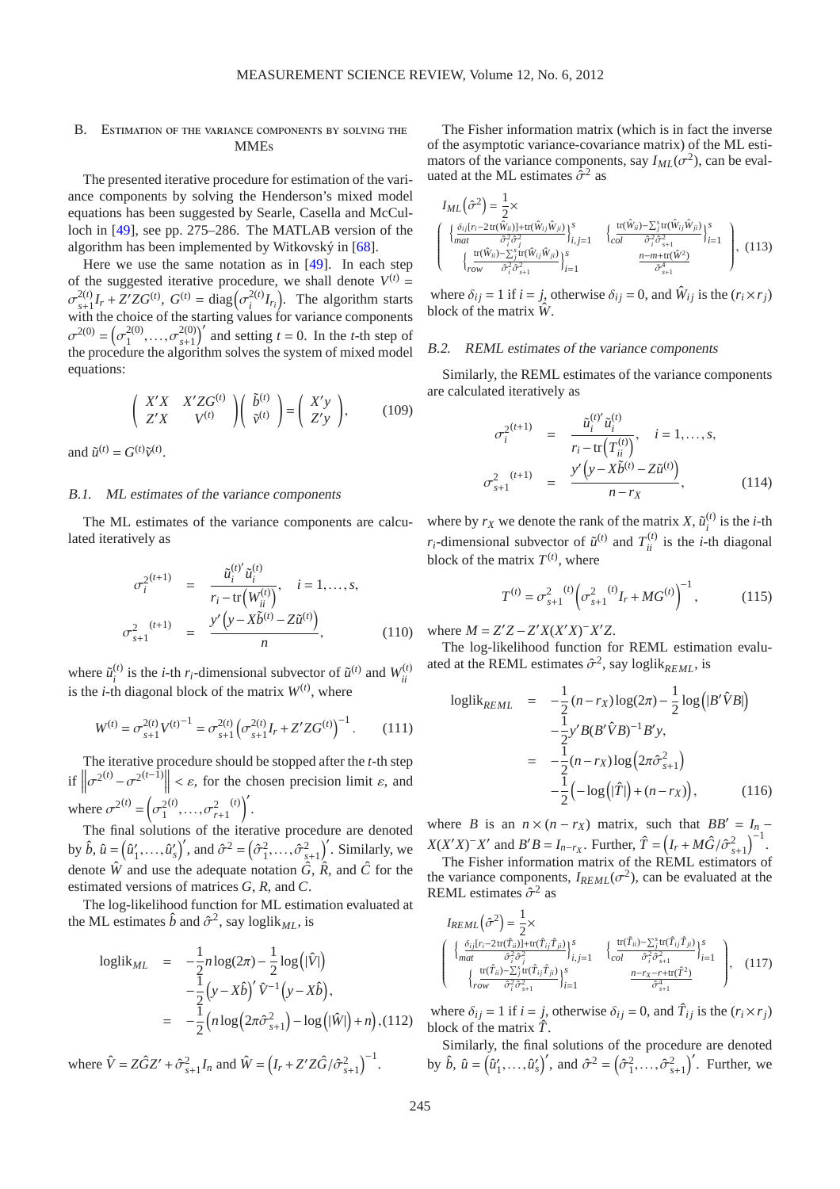## B. Estimation of the variance components by solving the MMEs

The presented iterative procedure for estimation of the variance components by solving the Henderson's mixed model equations has been suggested by Searle, Casella and McCulloch in [49], see pp. 275–286. The MATLAB version of the algorithm has been implemented by Witkovský in [68].

Here we use the same notation as in [49]. In each step of the suggested iterative procedure, we shall denote $V^{(t)} = \sigma^{2(t)}_{s+1} I_r + Z'ZG^{(t)}$, $G^{(t)} = \operatorname{diag}\left(\sigma^{2(t)}_i I_{r_i}\right)$. The algorithm starts with the choice of the starting values for variance components $\sigma^{2(0)} = \left(\sigma^{2(0)}_1, \ldots, \sigma^{2(0)}_{s+1}\right)'$ and setting $t = 0$. In the $t$-th step of the procedure the algorithm solves the system of mixed model equations:

$$\begin{pmatrix} X'X & X'ZG^{(t)} \\ Z'X & V^{(t)} \end{pmatrix} \begin{pmatrix} \tilde{b}^{(t)} \\ \tilde{v}^{(t)} \end{pmatrix} = \begin{pmatrix} X'y \\ Z'y \end{pmatrix}, \tag{109}$$

and $\tilde{u}^{(t)} = G^{(t)} \tilde{v}^{(t)}$.

### B.1. ML estimates of the variance components

The ML estimates of the variance components are calculated iteratively as

$$\begin{aligned} \sigma_i^{2(t+1)} &= \frac{\tilde{u}_i^{(t)'} \tilde{u}_i^{(t)}}{r_i - \operatorname{tr}\left(W_{ii}^{(t)}\right)}, \quad i = 1, \ldots, s, \\ \sigma_{s+1}^{2\ (t+1)} &= \frac{y'\left(y - X\tilde{b}^{(t)} - Z\tilde{u}^{(t)}\right)}{n}, \end{aligned} \tag{110}$$

where $\tilde{u}_i^{(t)}$ is the $i$-th $r_i$-dimensional subvector of $\tilde{u}^{(t)}$ and $W_{ii}^{(t)}$ is the $i$-th diagonal block of the matrix $W^{(t)}$, where

$$W^{(t)} = \sigma^{2(t)}_{s+1} V^{(t)^{-1}} = \sigma^{2(t)}_{s+1} \left(\sigma^{2(t)}_{s+1} I_r + Z'ZG^{(t)}\right)^{-1}. \tag{111}$$

The iterative procedure should be stopped after the $t$-th step if $\left\|\sigma^{2(t)} - \sigma^{2(t-1)}\right\| < \varepsilon$, for the chosen precision limit $\varepsilon$, and where $\sigma^{2(t)} = \left(\sigma^{2(t)}_1, \ldots, \sigma^{2\ (t)}_{r+1}\right)'$.

The final solutions of the iterative procedure are denoted by $\hat{b}$, $\hat{u} = \left(\hat{u}'_1, \ldots, \hat{u}'_s\right)'$, and $\hat{\sigma}^2 = \left(\hat{\sigma}^2_1, \ldots, \hat{\sigma}^2_{s+1}\right)'$. Similarly, we denote $\hat{W}$ and use the adequate notation $\hat{G}$, $\hat{R}$, and $\hat{C}$ for the estimated versions of matrices $G$, $R$, and $C$.

The log-likelihood function for ML estimation evaluated at the ML estimates $\hat{b}$ and $\hat{\sigma}^2$, say $\text{loglik}_{ML}$, is

$$\begin{aligned} \text{loglik}_{ML} &= -\frac{1}{2} n \log(2\pi) - \frac{1}{2} \log\left(|\hat{V}|\right) \\ &\quad -\frac{1}{2}\left(y - X\hat{b}\right)' \hat{V}^{-1}\left(y - X\hat{b}\right), \\ &= -\frac{1}{2}\left(n \log\left(2\pi\hat{\sigma}^2_{s+1}\right) - \log\left(|\hat{W}|\right) + n\right), \end{aligned} \tag{112}$$

where $\hat{V} = Z\hat{G}Z' + \hat{\sigma}^2_{s+1} I_n$ and $\hat{W} = \left(I_r + Z'Z\hat{G}/\hat{\sigma}^2_{s+1}\right)^{-1}$.

The Fisher information matrix (which is in fact the inverse of the asymptotic variance-covariance matrix) of the ML estimators of the variance components, say $I_{ML}(\sigma^2)$, can be evaluated at the ML estimates $\hat{\sigma}^2$ as

$$I_{ML}\left(\hat{\sigma}^2\right) = \frac{1}{2} \times \begin{pmatrix} \left\{ \frac{\delta_{ij}[r_i - 2\operatorname{tr}(\hat{W}_{ii})] + \operatorname{tr}(\hat{W}_{ij}\hat{W}_{ji})}{\hat{\sigma}^2_i \hat{\sigma}^2_j} \right\}_{i,j=1}^{s} & \left\{ \frac{\operatorname{tr}(\hat{W}_{ii}) - \sum_j^s \operatorname{tr}(\hat{W}_{ij}\hat{W}_{ji})}{\hat{\sigma}^2_i \hat{\sigma}^2_{s+1}} \right\}_{i=1}^{s} \\ \left\{ \frac{\operatorname{tr}(\hat{W}_{ii}) - \sum_j^s \operatorname{tr}(\hat{W}_{ij}\hat{W}_{ji})}{\hat{\sigma}^2_i \hat{\sigma}^2_{s+1}} \right\}_{i=1}^{s} & \frac{n - m + \operatorname{tr}(\hat{W}^2)}{\hat{\sigma}^4_{s+1}} \end{pmatrix}, \tag{113}$$

where $\delta_{ij} = 1$ if $i = j$, otherwise $\delta_{ij} = 0$, and $\hat{W}_{ij}$ is the $(r_i \times r_j)$ block of the matrix $\hat{W}$.

### B.2. REML estimates of the variance components

Similarly, the REML estimates of the variance components are calculated iteratively as

$$\begin{aligned} \sigma_i^{2(t+1)} &= \frac{\tilde{u}_i^{(t)'} \tilde{u}_i^{(t)}}{r_i - \operatorname{tr}\left(T_{ii}^{(t)}\right)}, \quad i = 1, \ldots, s, \\ \sigma_{s+1}^{2\ (t+1)} &= \frac{y'\left(y - X\tilde{b}^{(t)} - Z\tilde{u}^{(t)}\right)}{n - r_X}, \end{aligned} \tag{114}$$

where by $r_X$ we denote the rank of the matrix $X$, $\tilde{u}_i^{(t)}$ is the $i$-th $r_i$-dimensional subvector of $\tilde{u}^{(t)}$ and $T_{ii}^{(t)}$ is the $i$-th diagonal block of the matrix $T^{(t)}$, where

$$T^{(t)} = \sigma_{s+1}^{2\ (t)} \left(\sigma_{s+1}^{2\ (t)} I_r + MG^{(t)}\right)^{-1}, \tag{115}$$

where $M = Z'Z - Z'X(X'X)^{-}X'Z$.

The log-likelihood function for REML estimation evaluated at the REML estimates $\hat{\sigma}^2$, say $\text{loglik}_{REML}$, is

$$\begin{aligned} \text{loglik}_{REML} &= -\frac{1}{2}(n - r_X)\log(2\pi) - \frac{1}{2}\log\left(|B'\hat{V}B|\right) \\ &\quad -\frac{1}{2} y'B(B'\hat{V}B)^{-1}B'y, \\ &= -\frac{1}{2}(n - r_X)\log\left(2\pi\hat{\sigma}^2_{s+1}\right) \\ &\quad -\frac{1}{2}\left(-\log\left(|\hat{T}|\right) + (n - r_X)\right), \end{aligned} \tag{116}$$

where $B$ is an $n \times (n - r_X)$ matrix, such that $BB' = I_n - X(X'X)^{-}X'$ and $B'B = I_{n-r_X}$. Further, $\hat{T} = \left(I_r + M\hat{G}/\hat{\sigma}^2_{s+1}\right)^{-1}$.

The Fisher information matrix of the REML estimators of the variance components, $I_{REML}(\sigma^2)$, can be evaluated at the REML estimates $\hat{\sigma}^2$ as

$$I_{REML}\left(\hat{\sigma}^2\right) = \frac{1}{2} \times \begin{pmatrix} \left\{ \frac{\delta_{ij}[r_i - 2\operatorname{tr}(\hat{T}_{ii})] + \operatorname{tr}(\hat{T}_{ij}\hat{T}_{ji})}{\hat{\sigma}^2_i \hat{\sigma}^2_j} \right\}_{i,j=1}^{s} & \left\{ \frac{\operatorname{tr}(\hat{T}_{ii}) - \sum_j^s \operatorname{tr}(\hat{T}_{ij}\hat{T}_{ji})}{\hat{\sigma}^2_i \hat{\sigma}^2_{s+1}} \right\}_{i=1}^{s} \\ \left\{ \frac{\operatorname{tr}(\hat{T}_{ii}) - \sum_j^s \operatorname{tr}(\hat{T}_{ij}\hat{T}_{ji})}{\hat{\sigma}^2_i \hat{\sigma}^2_{s+1}} \right\}_{i=1}^{s} & \frac{n - r_X - r + \operatorname{tr}(\hat{T}^2)}{\hat{\sigma}^4_{s+1}} \end{pmatrix}, \tag{117}$$

where $\delta_{ij} = 1$ if $i = j$, otherwise $\delta_{ij} = 0$, and $\hat{T}_{ij}$ is the $(r_i \times r_j)$ block of the matrix $\hat{T}$.

Similarly, the final solutions of the procedure are denoted by $\hat{b}$, $\hat{u} = \left(\hat{u}'_1, \ldots, \hat{u}'_s\right)'$, and $\hat{\sigma}^2 = \left(\hat{\sigma}^2_1, \ldots, \hat{\sigma}^2_{s+1}\right)'$. Further, we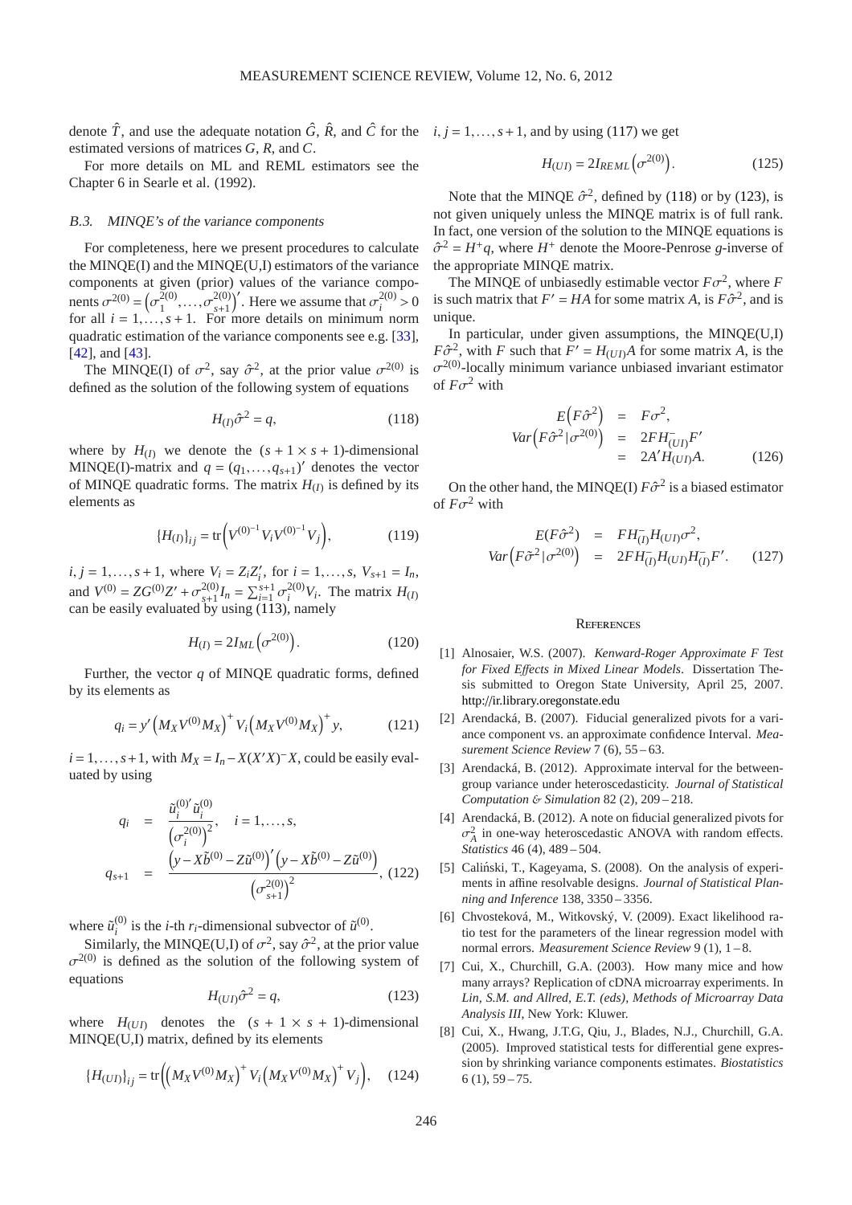denote $\hat{T}$, and use the adequate notation $\hat{G}$, $\hat{R}$, and $\hat{C}$ for the estimated versions of matrices $G$, $R$, and $C$.

For more details on ML and REML estimators see the Chapter 6 in Searle et al. (1992).

### B.3. MINQE's of the variance components

For completeness, here we present procedures to calculate the MINQE(I) and the MINQE(U,I) estimators of the variance components at given (prior) values of the variance components $\sigma^{2(0)} = \left(\sigma_1^{2(0)}, \ldots, \sigma_{s+1}^{2(0)}\right)'$. Here we assume that $\sigma_i^{2(0)} > 0$ for all $i = 1, \ldots, s+1$. For more details on minimum norm quadratic estimation of the variance components see e.g. [33], [42], and [43].

The MINQE(I) of $\sigma^2$, say $\hat{\sigma}^2$, at the prior value $\sigma^{2(0)}$ is defined as the solution of the following system of equations

$$H_{(I)}\hat{\sigma}^2 = q, \tag{118}$$

where by $H_{(I)}$ we denote the $(s+1 \times s+1)$-dimensional MINQE(I)-matrix and $q = (q_1, \ldots, q_{s+1})'$ denotes the vector of MINQE quadratic forms. The matrix $H_{(I)}$ is defined by its elements as

$$\{H_{(I)}\}_{ij} = \operatorname{tr}\left(V^{(0)^{-1}} V_i V^{(0)^{-1}} V_j\right), \tag{119}$$

$i, j = 1, \ldots, s+1$, where $V_i = Z_i Z_i'$, for $i = 1, \ldots, s$, $V_{s+1} = I_n$, and $V^{(0)} = ZG^{(0)}Z' + \sigma_{s+1}^{2(0)} I_n = \sum_{i=1}^{s+1} \sigma_i^{2(0)} V_i$. The matrix $H_{(I)}$ can be easily evaluated by using (113), namely

$$H_{(I)} = 2I_{ML}\left(\sigma^{2(0)}\right). \tag{120}$$

Further, the vector $q$ of MINQE quadratic forms, defined by its elements as

$$q_i = y'\left(M_X V^{(0)} M_X\right)^+ V_i \left(M_X V^{(0)} M_X\right)^+ y, \tag{121}$$

$i = 1, \ldots, s+1$, with $M_X = I_n - X(X'X)^- X$, could be easily evaluated by using

$$\begin{aligned}
q_i &= \frac{\tilde{u}_i^{(0)'}\tilde{u}_i^{(0)}}{\left(\sigma_i^{2(0)}\right)^2}, \quad i = 1, \ldots, s, \\
q_{s+1} &= \frac{\left(y - X\tilde{b}^{(0)} - Z\tilde{u}^{(0)}\right)'\left(y - X\tilde{b}^{(0)} - Z\tilde{u}^{(0)}\right)}{\left(\sigma_{s+1}^{2(0)}\right)^2},
\end{aligned} \tag{122}$$

where $\tilde{u}_i^{(0)}$ is the $i$-th $r_i$-dimensional subvector of $\tilde{u}^{(0)}$.

Similarly, the MINQE(U,I) of $\sigma^2$, say $\hat{\sigma}^2$, at the prior value $\sigma^{2(0)}$ is defined as the solution of the following system of equations

$$H_{(UI)}\hat{\sigma}^2 = q, \tag{123}$$

where $H_{(UI)}$ denotes the $(s+1 \times s+1)$-dimensional MINQE(U,I) matrix, defined by its elements

$$\{H_{(UI)}\}_{ij} = \operatorname{tr}\left(\left(M_X V^{(0)} M_X\right)^+ V_i \left(M_X V^{(0)} M_X\right)^+ V_j\right), \tag{124}$$

$i, j = 1, \ldots, s+1$, and by using (117) we get

$$H_{(UI)} = 2I_{REML}\left(\sigma^{2(0)}\right). \tag{125}$$

Note that the MINQE $\hat{\sigma}^2$, defined by (118) or by (123), is not given uniquely unless the MINQE matrix is of full rank. In fact, one version of the solution to the MINQE equations is $\hat{\sigma}^2 = H^+ q$, where $H^+$ denote the Moore-Penrose $g$-inverse of the appropriate MINQE matrix.

The MINQE of unbiasedly estimable vector $F\sigma^2$, where $F$ is such matrix that $F' = HA$ for some matrix $A$, is $F\hat{\sigma}^2$, and is unique.

In particular, under given assumptions, the MINQE(U,I) $F\hat{\sigma}^2$, with $F$ such that $F' = H_{(UI)}A$ for some matrix $A$, is the $\sigma^{2(0)}$-locally minimum variance unbiased invariant estimator of $F\sigma^2$ with

$$\begin{aligned}
E\left(F\hat{\sigma}^2\right) &= F\sigma^2, \\
Var\left(F\hat{\sigma}^2 | \sigma^{2(0)}\right) &= 2FH_{(UI)}^- F' \\
&= 2A'H_{(UI)}A.
\end{aligned} \tag{126}$$

On the other hand, the MINQE(I) $F\hat{\sigma}^2$ is a biased estimator of $F\sigma^2$ with

$$\begin{aligned}
E(F\hat{\sigma}^2) &= FH_{(I)}^- H_{(UI)}\sigma^2, \\
Var\left(F\hat{\sigma}^2 | \sigma^{2(0)}\right) &= 2FH_{(I)}^- H_{(UI)} H_{(I)}^- F'.
\end{aligned} \tag{127}$$

## References

[1] Alnosaier, W.S. (2007). *Kenward-Roger Approximate F Test for Fixed Effects in Mixed Linear Models*. Dissertation Thesis submitted to Oregon State University, April 25, 2007. http://ir.library.oregonstate.edu

[2] Arendacká, B. (2007). Fiducial generalized pivots for a variance component vs. an approximate confidence Interval. *Measurement Science Review* 7 (6), 55 – 63.

[3] Arendacká, B. (2012). Approximate interval for the between-group variance under heteroscedasticity. *Journal of Statistical Computation & Simulation* 82 (2), 209 – 218.

[4] Arendacká, B. (2012). A note on fiducial generalized pivots for $\sigma_A^2$ in one-way heteroscedastic ANOVA with random effects. *Statistics* 46 (4), 489 – 504.

[5] Caliński, T., Kageyama, S. (2008). On the analysis of experiments in affine resolvable designs. *Journal of Statistical Planning and Inference* 138, 3350 – 3356.

[6] Chvosteková, M., Witkovský, V. (2009). Exact likelihood ratio test for the parameters of the linear regression model with normal errors. *Measurement Science Review* 9 (1), 1 – 8.

[7] Cui, X., Churchill, G.A. (2003). How many mice and how many arrays? Replication of cDNA microarray experiments. In *Lin, S.M. and Allred, E.T. (eds), Methods of Microarray Data Analysis III*, New York: Kluwer.

[8] Cui, X., Hwang, J.T.G, Qiu, J., Blades, N.J., Churchill, G.A. (2005). Improved statistical tests for differential gene expression by shrinking variance components estimates. *Biostatistics* 6 (1), 59 – 75.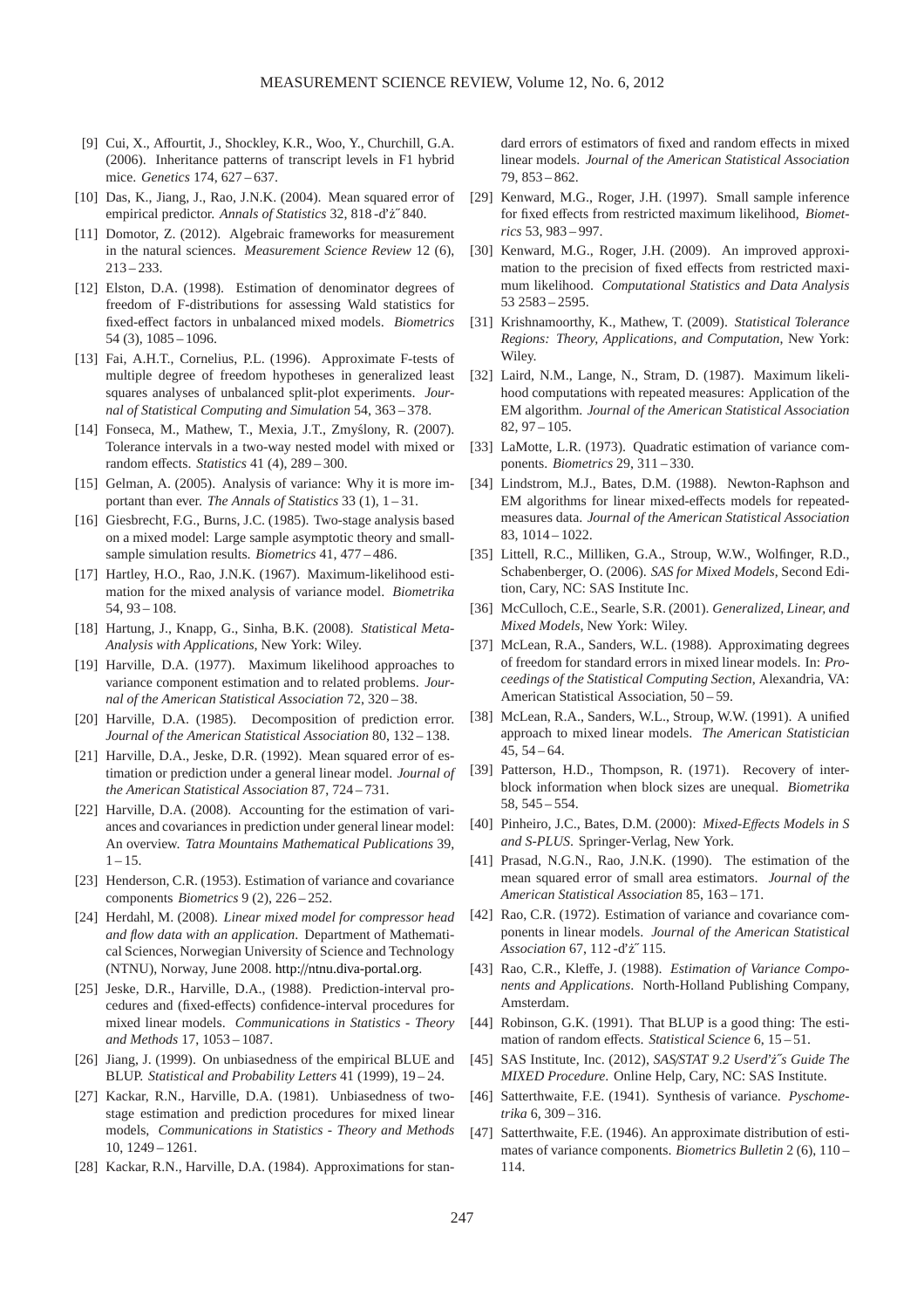[9] Cui, X., Affourtit, J., Shockley, K.R., Woo, Y., Churchill, G.A. (2006). Inheritance patterns of transcript levels in F1 hybrid mice. *Genetics* 174, 627 – 637.

[10] Das, K., Jiang, J., Rao, J.N.K. (2004). Mean squared error of empirical predictor. *Annals of Statistics* 32, 818 -ď'ż˝ 840.

[11] Domotor, Z. (2012). Algebraic frameworks for measurement in the natural sciences. *Measurement Science Review* 12 (6), 213 – 233.

[12] Elston, D.A. (1998). Estimation of denominator degrees of freedom of F-distributions for assessing Wald statistics for fixed-effect factors in unbalanced mixed models. *Biometrics* 54 (3), 1085 – 1096.

[13] Fai, A.H.T., Cornelius, P.L. (1996). Approximate F-tests of multiple degree of freedom hypotheses in generalized least squares analyses of unbalanced split-plot experiments. *Journal of Statistical Computing and Simulation* 54, 363 – 378.

[14] Fonseca, M., Mathew, T., Mexia, J.T., Zmyślony, R. (2007). Tolerance intervals in a two-way nested model with mixed or random effects. *Statistics* 41 (4), 289 – 300.

[15] Gelman, A. (2005). Analysis of variance: Why it is more important than ever. *The Annals of Statistics* 33 (1), 1 – 31.

[16] Giesbrecht, F.G., Burns, J.C. (1985). Two-stage analysis based on a mixed model: Large sample asymptotic theory and small-sample simulation results. *Biometrics* 41, 477 – 486.

[17] Hartley, H.O., Rao, J.N.K. (1967). Maximum-likelihood estimation for the mixed analysis of variance model. *Biometrika* 54, 93 – 108.

[18] Hartung, J., Knapp, G., Sinha, B.K. (2008). *Statistical Meta-Analysis with Applications*, New York: Wiley.

[19] Harville, D.A. (1977). Maximum likelihood approaches to variance component estimation and to related problems. *Journal of the American Statistical Association* 72, 320 – 38.

[20] Harville, D.A. (1985). Decomposition of prediction error. *Journal of the American Statistical Association* 80, 132 – 138.

[21] Harville, D.A., Jeske, D.R. (1992). Mean squared error of estimation or prediction under a general linear model. *Journal of the American Statistical Association* 87, 724 – 731.

[22] Harville, D.A. (2008). Accounting for the estimation of variances and covariances in prediction under general linear model: An overview. *Tatra Mountains Mathematical Publications* 39, 1 – 15.

[23] Henderson, C.R. (1953). Estimation of variance and covariance components *Biometrics* 9 (2), 226 – 252.

[24] Herdahl, M. (2008). *Linear mixed model for compressor head and flow data with an application*. Department of Mathematical Sciences, Norwegian University of Science and Technology (NTNU), Norway, June 2008. http://ntnu.diva-portal.org.

[25] Jeske, D.R., Harville, D.A., (1988). Prediction-interval procedures and (fixed-effects) confidence-interval procedures for mixed linear models. *Communications in Statistics - Theory and Methods* 17, 1053 – 1087.

[26] Jiang, J. (1999). On unbiasedness of the empirical BLUE and BLUP. *Statistical and Probability Letters* 41 (1999), 19 – 24.

[27] Kackar, R.N., Harville, D.A. (1981). Unbiasedness of two-stage estimation and prediction procedures for mixed linear models, *Communications in Statistics - Theory and Methods* 10, 1249 – 1261.

[28] Kackar, R.N., Harville, D.A. (1984). Approximations for standard errors of estimators of fixed and random effects in mixed linear models. *Journal of the American Statistical Association* 79, 853 – 862.

[29] Kenward, M.G., Roger, J.H. (1997). Small sample inference for fixed effects from restricted maximum likelihood, *Biometrics* 53, 983 – 997.

[30] Kenward, M.G., Roger, J.H. (2009). An improved approximation to the precision of fixed effects from restricted maximum likelihood. *Computational Statistics and Data Analysis* 53 2583 – 2595.

[31] Krishnamoorthy, K., Mathew, T. (2009). *Statistical Tolerance Regions: Theory, Applications, and Computation*, New York: Wiley.

[32] Laird, N.M., Lange, N., Stram, D. (1987). Maximum likelihood computations with repeated measures: Application of the EM algorithm. *Journal of the American Statistical Association* 82, 97 – 105.

[33] LaMotte, L.R. (1973). Quadratic estimation of variance components. *Biometrics* 29, 311 – 330.

[34] Lindstrom, M.J., Bates, D.M. (1988). Newton-Raphson and EM algorithms for linear mixed-effects models for repeated-measures data. *Journal of the American Statistical Association* 83, 1014 – 1022.

[35] Littell, R.C., Milliken, G.A., Stroup, W.W., Wolfinger, R.D., Schabenberger, O. (2006). *SAS for Mixed Models*, Second Edition, Cary, NC: SAS Institute Inc.

[36] McCulloch, C.E., Searle, S.R. (2001). *Generalized, Linear, and Mixed Models*, New York: Wiley.

[37] McLean, R.A., Sanders, W.L. (1988). Approximating degrees of freedom for standard errors in mixed linear models. In: *Proceedings of the Statistical Computing Section*, Alexandria, VA: American Statistical Association, 50 – 59.

[38] McLean, R.A., Sanders, W.L., Stroup, W.W. (1991). A unified approach to mixed linear models. *The American Statistician* 45, 54 – 64.

[39] Patterson, H.D., Thompson, R. (1971). Recovery of inter-block information when block sizes are unequal. *Biometrika* 58, 545 – 554.

[40] Pinheiro, J.C., Bates, D.M. (2000): *Mixed-Effects Models in S and S-PLUS*. Springer-Verlag, New York.

[41] Prasad, N.G.N., Rao, J.N.K. (1990). The estimation of the mean squared error of small area estimators. *Journal of the American Statistical Association* 85, 163 – 171.

[42] Rao, C.R. (1972). Estimation of variance and covariance components in linear models. *Journal of the American Statistical Association* 67, 112 -ď'ż˝ 115.

[43] Rao, C.R., Kleffe, J. (1988). *Estimation of Variance Components and Applications*. North-Holland Publishing Company, Amsterdam.

[44] Robinson, G.K. (1991). That BLUP is a good thing: The estimation of random effects. *Statistical Science* 6, 15 – 51.

[45] SAS Institute, Inc. (2012), *SAS/STAT 9.2 Userď'ż˝s Guide The MIXED Procedure*. Online Help, Cary, NC: SAS Institute.

[46] Satterthwaite, F.E. (1941). Synthesis of variance. *Pyschometrika* 6, 309 – 316.

[47] Satterthwaite, F.E. (1946). An approximate distribution of estimates of variance components. *Biometrics Bulletin* 2 (6), 110 – 114.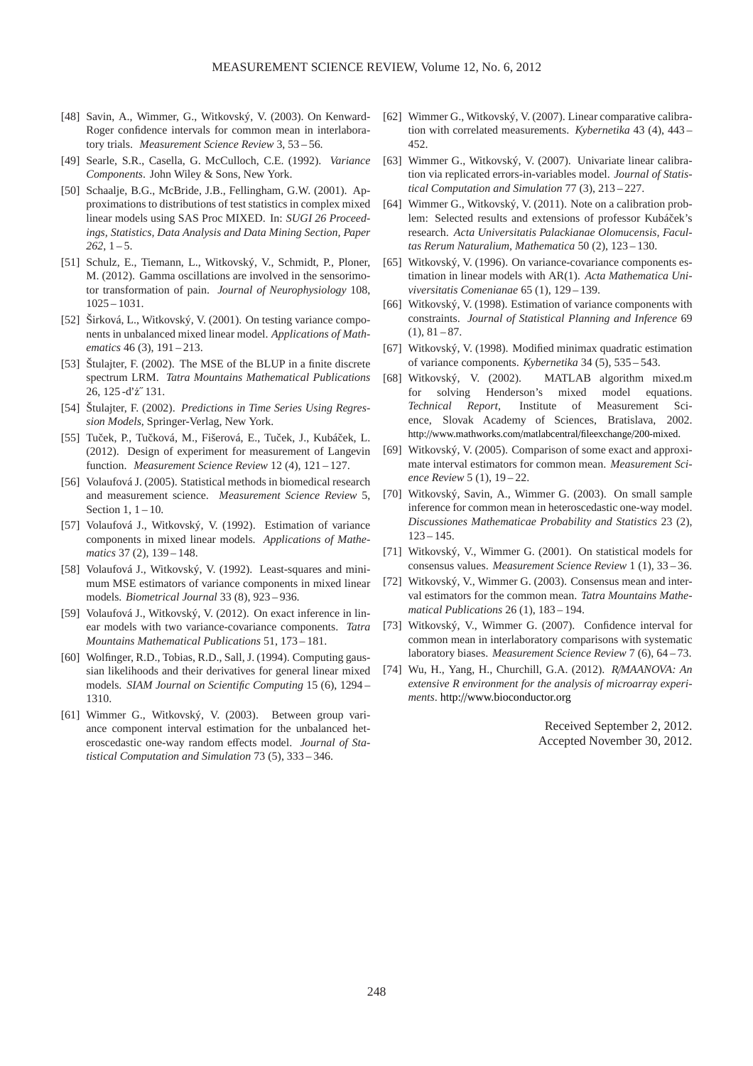[48] Savin, A., Wimmer, G., Witkovský, V. (2003). On Kenward-Roger confidence intervals for common mean in interlaboratory trials. *Measurement Science Review* 3, 53 – 56.

[49] Searle, S.R., Casella, G. McCulloch, C.E. (1992). *Variance Components*. John Wiley & Sons, New York.

[50] Schaalje, B.G., McBride, J.B., Fellingham, G.W. (2001). Approximations to distributions of test statistics in complex mixed linear models using SAS Proc MIXED. In: *SUGI 26 Proceedings, Statistics, Data Analysis and Data Mining Section, Paper 262*, 1 – 5.

[51] Schulz, E., Tiemann, L., Witkovský, V., Schmidt, P., Ploner, M. (2012). Gamma oscillations are involved in the sensorimotor transformation of pain. *Journal of Neurophysiology* 108, 1025 – 1031.

[52] Širková, L., Witkovský, V. (2001). On testing variance components in unbalanced mixed linear model. *Applications of Mathematics* 46 (3), 191 – 213.

[53] Štulajter, F. (2002). The MSE of the BLUP in a finite discrete spectrum LRM. *Tatra Mountains Mathematical Publications* 26, 125 -ď'ž˝ 131.

[54] Štulajter, F. (2002). *Predictions in Time Series Using Regression Models*, Springer-Verlag, New York.

[55] Tuček, P., Tučková, M., Fišerová, E., Tuček, J., Kubáček, L. (2012). Design of experiment for measurement of Langevin function. *Measurement Science Review* 12 (4), 121 – 127.

[56] Volaufová J. (2005). Statistical methods in biomedical research and measurement science. *Measurement Science Review* 5, Section 1, 1 – 10.

[57] Volaufová J., Witkovský, V. (1992). Estimation of variance components in mixed linear models. *Applications of Mathematics* 37 (2), 139 – 148.

[58] Volaufová J., Witkovský, V. (1992). Least-squares and minimum MSE estimators of variance components in mixed linear models. *Biometrical Journal* 33 (8), 923 – 936.

[59] Volaufová J., Witkovský, V. (2012). On exact inference in linear models with two variance-covariance components. *Tatra Mountains Mathematical Publications* 51, 173 – 181.

[60] Wolfinger, R.D., Tobias, R.D., Sall, J. (1994). Computing gaussian likelihoods and their derivatives for general linear mixed models. *SIAM Journal on Scientific Computing* 15 (6), 1294 – 1310.

[61] Wimmer G., Witkovský, V. (2003). Between group variance component interval estimation for the unbalanced heteroscedastic one-way random effects model. *Journal of Statistical Computation and Simulation* 73 (5), 333 – 346.

[62] Wimmer G., Witkovský, V. (2007). Linear comparative calibration with correlated measurements. *Kybernetika* 43 (4), 443 – 452.

[63] Wimmer G., Witkovský, V. (2007). Univariate linear calibration via replicated errors-in-variables model. *Journal of Statistical Computation and Simulation* 77 (3), 213 – 227.

[64] Wimmer G., Witkovský, V. (2011). Note on a calibration problem: Selected results and extensions of professor Kubáček's research. *Acta Universitatis Palackianae Olomucensis, Facultas Rerum Naturalium, Mathematica* 50 (2), 123 – 130.

[65] Witkovský, V. (1996). On variance-covariance components estimation in linear models with AR(1). *Acta Mathematica Univiversitatis Comenianae* 65 (1), 129 – 139.

[66] Witkovský, V. (1998). Estimation of variance components with constraints. *Journal of Statistical Planning and Inference* 69 (1), 81 – 87.

[67] Witkovský, V. (1998). Modified minimax quadratic estimation of variance components. *Kybernetika* 34 (5), 535 – 543.

[68] Witkovský, V. (2002). MATLAB algorithm mixed.m for solving Henderson's mixed model equations. *Technical Report*, Institute of Measurement Science, Slovak Academy of Sciences, Bratislava, 2002. http://www.mathworks.com/matlabcentral/fileexchange/200-mixed.

[69] Witkovský, V. (2005). Comparison of some exact and approximate interval estimators for common mean. *Measurement Science Review* 5 (1), 19 – 22.

[70] Witkovský, Savin, A., Wimmer G. (2003). On small sample inference for common mean in heteroscedastic one-way model. *Discussiones Mathematicae Probability and Statistics* 23 (2), 123 – 145.

[71] Witkovský, V., Wimmer G. (2001). On statistical models for consensus values. *Measurement Science Review* 1 (1), 33 – 36.

[72] Witkovský, V., Wimmer G. (2003). Consensus mean and interval estimators for the common mean. *Tatra Mountains Mathematical Publications* 26 (1), 183 – 194.

[73] Witkovský, V., Wimmer G. (2007). Confidence interval for common mean in interlaboratory comparisons with systematic laboratory biases. *Measurement Science Review* 7 (6), 64 – 73.

[74] Wu, H., Yang, H., Churchill, G.A. (2012). *R/MAANOVA: An extensive R environment for the analysis of microarray experiments*. http://www.bioconductor.org

Received September 2, 2012.
Accepted November 30, 2012.